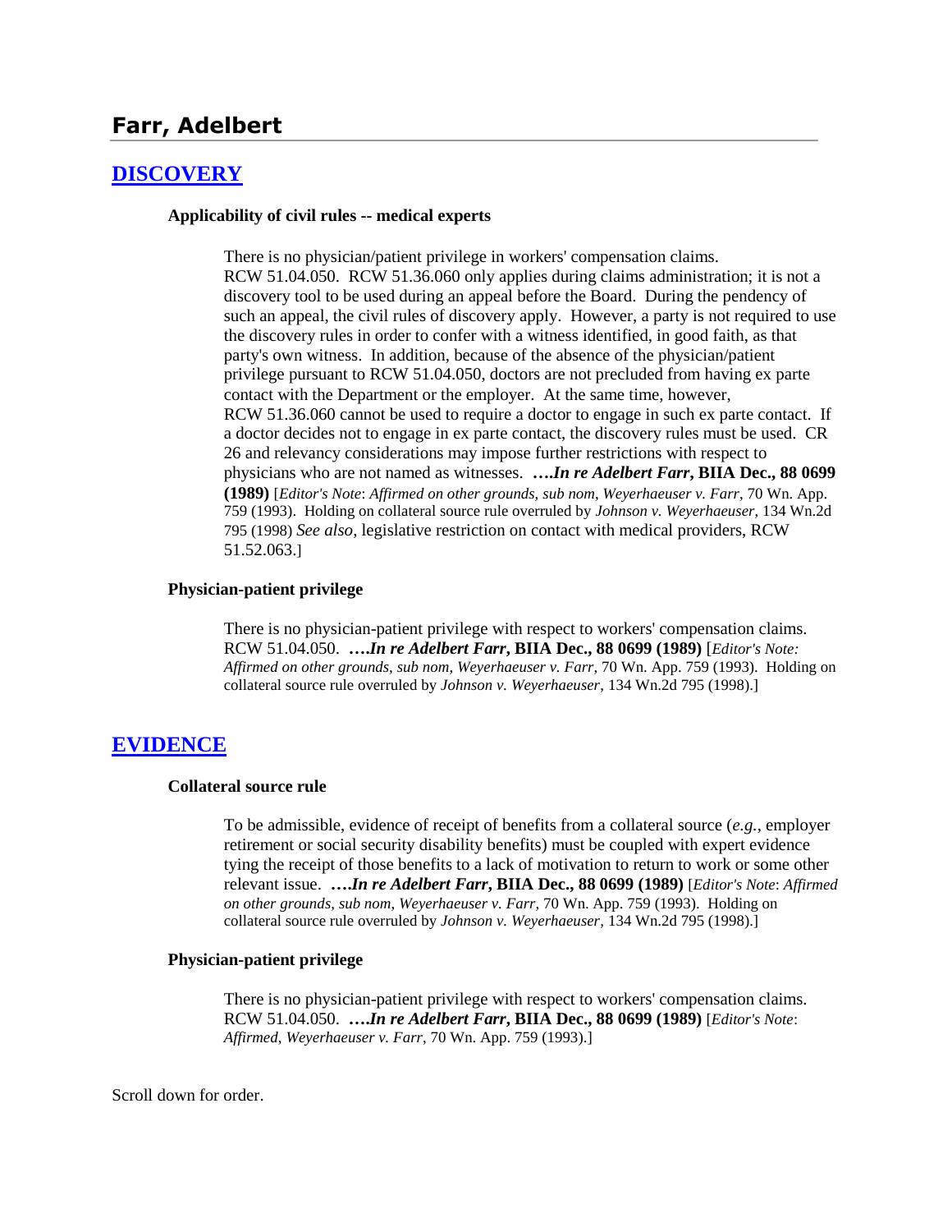## Farr, Adelbert

## DISCOVERY

**Applicability of civil rules -- medical experts**

There is no physician/patient privilege in workers' compensation claims. RCW 51.04.050. RCW 51.36.060 only applies during claims administration; it is not a discovery tool to be used during an appeal before the Board. During the pendency of such an appeal, the civil rules of discovery apply. However, a party is not required to use the discovery rules in order to confer with a witness identified, in good faith, as that party's own witness. In addition, because of the absence of the physician/patient privilege pursuant to RCW 51.04.050, doctors are not precluded from having ex parte contact with the Department or the employer. At the same time, however, RCW 51.36.060 cannot be used to require a doctor to engage in such ex parte contact. If a doctor decides not to engage in ex parte contact, the discovery rules must be used. CR 26 and relevancy considerations may impose further restrictions with respect to physicians who are not named as witnesses. ***….In re Adelbert Farr*, BIIA Dec., 88 0699 (1989)** [*Editor's Note*: *Affirmed on other grounds, sub nom, Weyerhaeuser v. Farr*, 70 Wn. App. 759 (1993). Holding on collateral source rule overruled by *Johnson v. Weyerhaeuser*, 134 Wn.2d 795 (1998) *See also*, legislative restriction on contact with medical providers, RCW 51.52.063.]

**Physician-patient privilege**

There is no physician-patient privilege with respect to workers' compensation claims. RCW 51.04.050. ***….In re Adelbert Farr*, BIIA Dec., 88 0699 (1989)** [*Editor's Note: Affirmed on other grounds, sub nom, Weyerhaeuser v. Farr*, 70 Wn. App. 759 (1993). Holding on collateral source rule overruled by *Johnson v. Weyerhaeuser*, 134 Wn.2d 795 (1998).]

## EVIDENCE

**Collateral source rule**

To be admissible, evidence of receipt of benefits from a collateral source (*e.g.*, employer retirement or social security disability benefits) must be coupled with expert evidence tying the receipt of those benefits to a lack of motivation to return to work or some other relevant issue. ***….In re Adelbert Farr*, BIIA Dec., 88 0699 (1989)** [*Editor's Note*: *Affirmed on other grounds, sub nom, Weyerhaeuser v. Farr*, 70 Wn. App. 759 (1993). Holding on collateral source rule overruled by *Johnson v. Weyerhaeuser*, 134 Wn.2d 795 (1998).]

**Physician-patient privilege**

There is no physician-patient privilege with respect to workers' compensation claims. RCW 51.04.050. ***….In re Adelbert Farr*, BIIA Dec., 88 0699 (1989)** [*Editor's Note*: *Affirmed*, *Weyerhaeuser v. Farr*, 70 Wn. App. 759 (1993).]

Scroll down for order.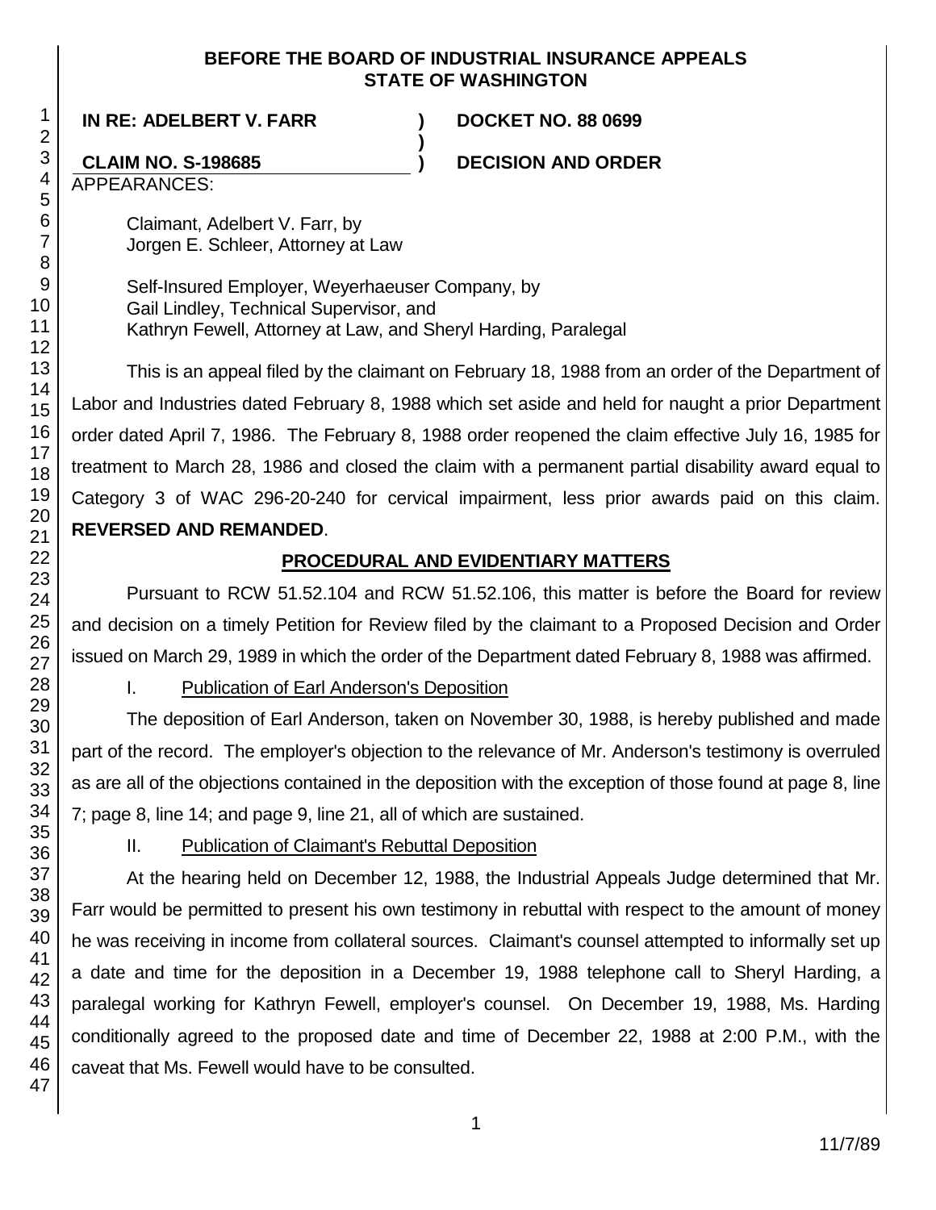**BEFORE THE BOARD OF INDUSTRIAL INSURANCE APPEALS**
**STATE OF WASHINGTON**

| | | |
|---|---|---|
| **IN RE: ADELBERT V. FARR** | **)** | **DOCKET NO. 88 0699** |
| | **)** | |
| **CLAIM NO. S-198685** | **)** | **DECISION AND ORDER** |

APPEARANCES:

Claimant, Adelbert V. Farr, by
Jorgen E. Schleer, Attorney at Law

Self-Insured Employer, Weyerhaeuser Company, by
Gail Lindley, Technical Supervisor, and
Kathryn Fewell, Attorney at Law, and Sheryl Harding, Paralegal

This is an appeal filed by the claimant on February 18, 1988 from an order of the Department of Labor and Industries dated February 8, 1988 which set aside and held for naught a prior Department order dated April 7, 1986. The February 8, 1988 order reopened the claim effective July 16, 1985 for treatment to March 28, 1986 and closed the claim with a permanent partial disability award equal to Category 3 of WAC 296-20-240 for cervical impairment, less prior awards paid on this claim. **REVERSED AND REMANDED**.

## PROCEDURAL AND EVIDENTIARY MATTERS

Pursuant to RCW 51.52.104 and RCW 51.52.106, this matter is before the Board for review and decision on a timely Petition for Review filed by the claimant to a Proposed Decision and Order issued on March 29, 1989 in which the order of the Department dated February 8, 1988 was affirmed.

I. Publication of Earl Anderson's Deposition

The deposition of Earl Anderson, taken on November 30, 1988, is hereby published and made part of the record. The employer's objection to the relevance of Mr. Anderson's testimony is overruled as are all of the objections contained in the deposition with the exception of those found at page 8, line 7; page 8, line 14; and page 9, line 21, all of which are sustained.

II. Publication of Claimant's Rebuttal Deposition

At the hearing held on December 12, 1988, the Industrial Appeals Judge determined that Mr. Farr would be permitted to present his own testimony in rebuttal with respect to the amount of money he was receiving in income from collateral sources. Claimant's counsel attempted to informally set up a date and time for the deposition in a December 19, 1988 telephone call to Sheryl Harding, a paralegal working for Kathryn Fewell, employer's counsel. On December 19, 1988, Ms. Harding conditionally agreed to the proposed date and time of December 22, 1988 at 2:00 P.M., with the caveat that Ms. Fewell would have to be consulted.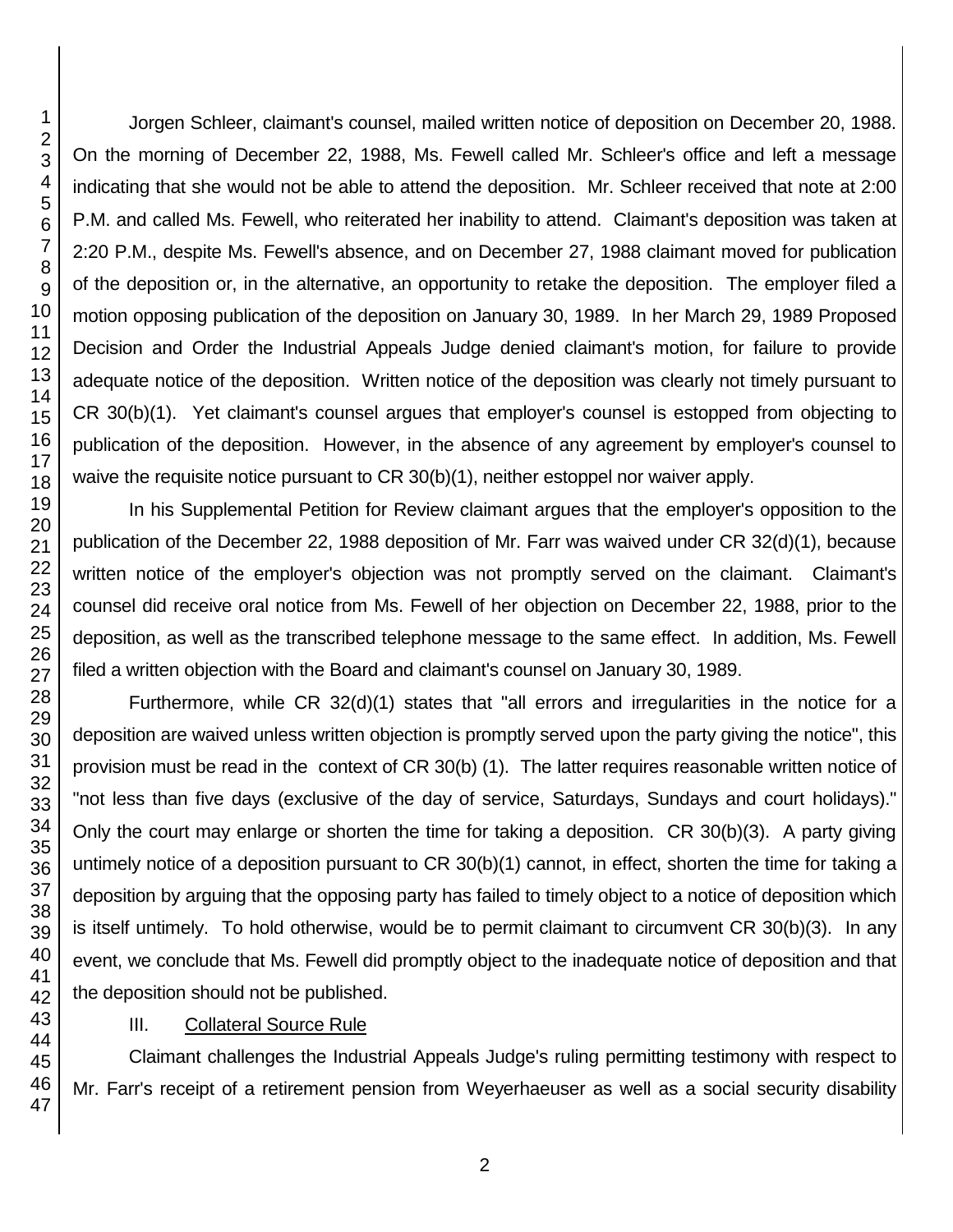Jorgen Schleer, claimant's counsel, mailed written notice of deposition on December 20, 1988. On the morning of December 22, 1988, Ms. Fewell called Mr. Schleer's office and left a message indicating that she would not be able to attend the deposition. Mr. Schleer received that note at 2:00 P.M. and called Ms. Fewell, who reiterated her inability to attend. Claimant's deposition was taken at 2:20 P.M., despite Ms. Fewell's absence, and on December 27, 1988 claimant moved for publication of the deposition or, in the alternative, an opportunity to retake the deposition. The employer filed a motion opposing publication of the deposition on January 30, 1989. In her March 29, 1989 Proposed Decision and Order the Industrial Appeals Judge denied claimant's motion, for failure to provide adequate notice of the deposition. Written notice of the deposition was clearly not timely pursuant to CR 30(b)(1). Yet claimant's counsel argues that employer's counsel is estopped from objecting to publication of the deposition. However, in the absence of any agreement by employer's counsel to waive the requisite notice pursuant to CR 30(b)(1), neither estoppel nor waiver apply.

In his Supplemental Petition for Review claimant argues that the employer's opposition to the publication of the December 22, 1988 deposition of Mr. Farr was waived under CR 32(d)(1), because written notice of the employer's objection was not promptly served on the claimant. Claimant's counsel did receive oral notice from Ms. Fewell of her objection on December 22, 1988, prior to the deposition, as well as the transcribed telephone message to the same effect. In addition, Ms. Fewell filed a written objection with the Board and claimant's counsel on January 30, 1989.

Furthermore, while CR 32(d)(1) states that "all errors and irregularities in the notice for a deposition are waived unless written objection is promptly served upon the party giving the notice", this provision must be read in the context of CR 30(b) (1). The latter requires reasonable written notice of "not less than five days (exclusive of the day of service, Saturdays, Sundays and court holidays)." Only the court may enlarge or shorten the time for taking a deposition. CR 30(b)(3). A party giving untimely notice of a deposition pursuant to CR 30(b)(1) cannot, in effect, shorten the time for taking a deposition by arguing that the opposing party has failed to timely object to a notice of deposition which is itself untimely. To hold otherwise, would be to permit claimant to circumvent CR 30(b)(3). In any event, we conclude that Ms. Fewell did promptly object to the inadequate notice of deposition and that the deposition should not be published.

III. Collateral Source Rule

Claimant challenges the Industrial Appeals Judge's ruling permitting testimony with respect to Mr. Farr's receipt of a retirement pension from Weyerhaeuser as well as a social security disability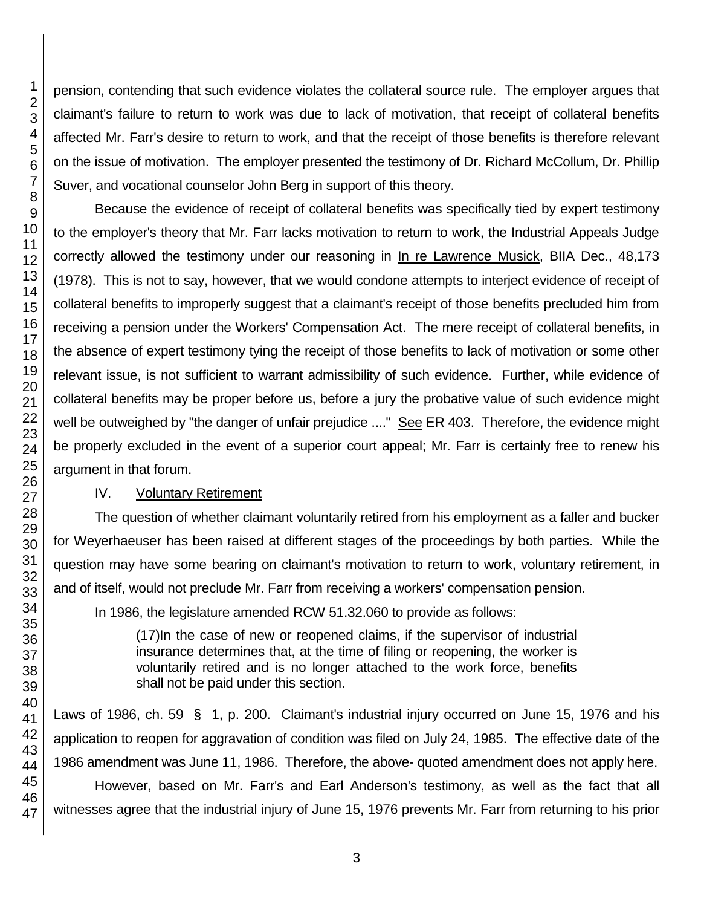pension, contending that such evidence violates the collateral source rule. The employer argues that claimant's failure to return to work was due to lack of motivation, that receipt of collateral benefits affected Mr. Farr's desire to return to work, and that the receipt of those benefits is therefore relevant on the issue of motivation. The employer presented the testimony of Dr. Richard McCollum, Dr. Phillip Suver, and vocational counselor John Berg in support of this theory.

Because the evidence of receipt of collateral benefits was specifically tied by expert testimony to the employer's theory that Mr. Farr lacks motivation to return to work, the Industrial Appeals Judge correctly allowed the testimony under our reasoning in In re Lawrence Musick, BIIA Dec., 48,173 (1978). This is not to say, however, that we would condone attempts to interject evidence of receipt of collateral benefits to improperly suggest that a claimant's receipt of those benefits precluded him from receiving a pension under the Workers' Compensation Act. The mere receipt of collateral benefits, in the absence of expert testimony tying the receipt of those benefits to lack of motivation or some other relevant issue, is not sufficient to warrant admissibility of such evidence. Further, while evidence of collateral benefits may be proper before us, before a jury the probative value of such evidence might well be outweighed by "the danger of unfair prejudice ...." See ER 403. Therefore, the evidence might be properly excluded in the event of a superior court appeal; Mr. Farr is certainly free to renew his argument in that forum.

## IV. Voluntary Retirement

The question of whether claimant voluntarily retired from his employment as a faller and bucker for Weyerhaeuser has been raised at different stages of the proceedings by both parties. While the question may have some bearing on claimant's motivation to return to work, voluntary retirement, in and of itself, would not preclude Mr. Farr from receiving a workers' compensation pension.

In 1986, the legislature amended RCW 51.32.060 to provide as follows:

> (17)In the case of new or reopened claims, if the supervisor of industrial insurance determines that, at the time of filing or reopening, the worker is voluntarily retired and is no longer attached to the work force, benefits shall not be paid under this section.

Laws of 1986, ch. 59 § 1, p. 200. Claimant's industrial injury occurred on June 15, 1976 and his application to reopen for aggravation of condition was filed on July 24, 1985. The effective date of the 1986 amendment was June 11, 1986. Therefore, the above- quoted amendment does not apply here.

However, based on Mr. Farr's and Earl Anderson's testimony, as well as the fact that all witnesses agree that the industrial injury of June 15, 1976 prevents Mr. Farr from returning to his prior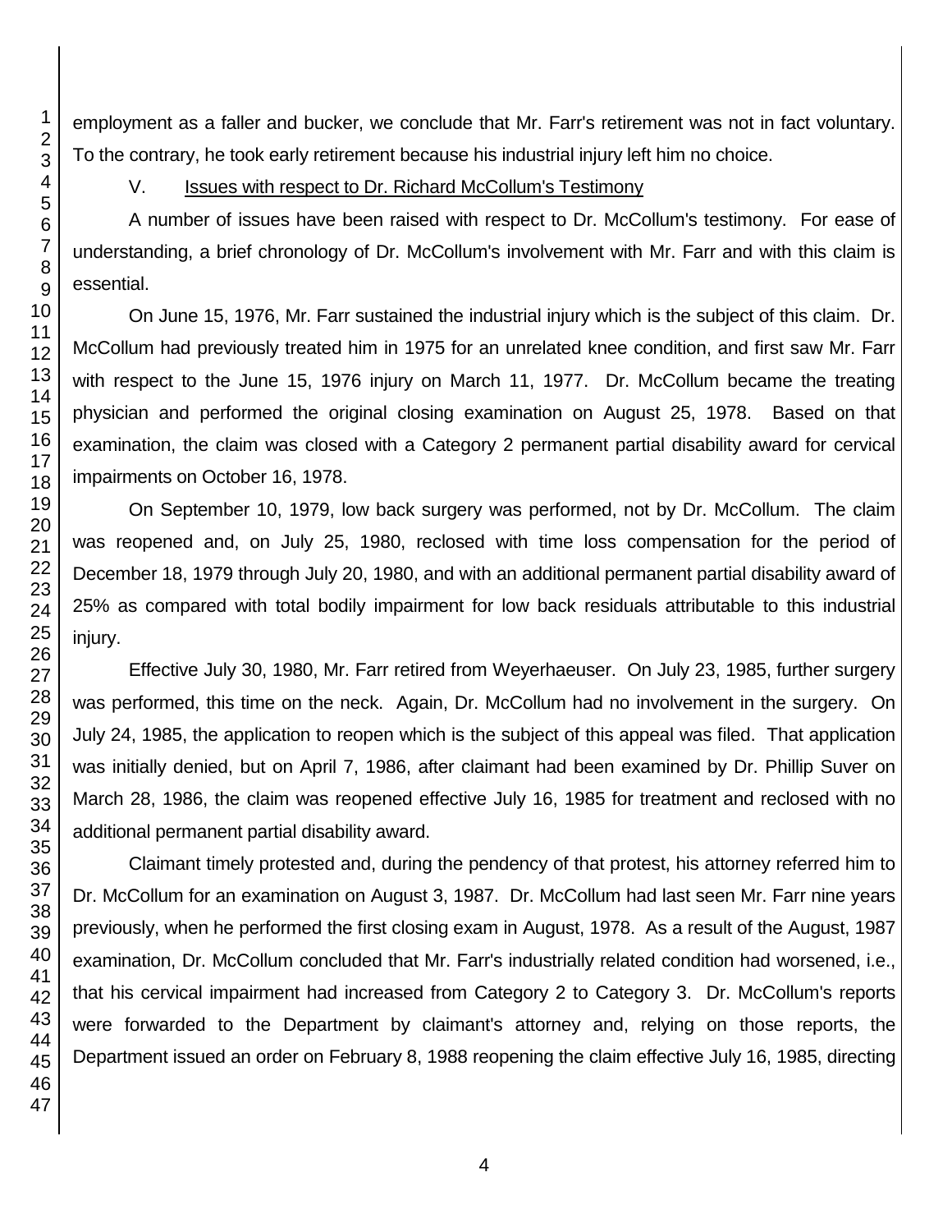employment as a faller and bucker, we conclude that Mr. Farr's retirement was not in fact voluntary. To the contrary, he took early retirement because his industrial injury left him no choice.

## V. Issues with respect to Dr. Richard McCollum's Testimony

A number of issues have been raised with respect to Dr. McCollum's testimony. For ease of understanding, a brief chronology of Dr. McCollum's involvement with Mr. Farr and with this claim is essential.

On June 15, 1976, Mr. Farr sustained the industrial injury which is the subject of this claim. Dr. McCollum had previously treated him in 1975 for an unrelated knee condition, and first saw Mr. Farr with respect to the June 15, 1976 injury on March 11, 1977. Dr. McCollum became the treating physician and performed the original closing examination on August 25, 1978. Based on that examination, the claim was closed with a Category 2 permanent partial disability award for cervical impairments on October 16, 1978.

On September 10, 1979, low back surgery was performed, not by Dr. McCollum. The claim was reopened and, on July 25, 1980, reclosed with time loss compensation for the period of December 18, 1979 through July 20, 1980, and with an additional permanent partial disability award of 25% as compared with total bodily impairment for low back residuals attributable to this industrial injury.

Effective July 30, 1980, Mr. Farr retired from Weyerhaeuser. On July 23, 1985, further surgery was performed, this time on the neck. Again, Dr. McCollum had no involvement in the surgery. On July 24, 1985, the application to reopen which is the subject of this appeal was filed. That application was initially denied, but on April 7, 1986, after claimant had been examined by Dr. Phillip Suver on March 28, 1986, the claim was reopened effective July 16, 1985 for treatment and reclosed with no additional permanent partial disability award.

Claimant timely protested and, during the pendency of that protest, his attorney referred him to Dr. McCollum for an examination on August 3, 1987. Dr. McCollum had last seen Mr. Farr nine years previously, when he performed the first closing exam in August, 1978. As a result of the August, 1987 examination, Dr. McCollum concluded that Mr. Farr's industrially related condition had worsened, i.e., that his cervical impairment had increased from Category 2 to Category 3. Dr. McCollum's reports were forwarded to the Department by claimant's attorney and, relying on those reports, the Department issued an order on February 8, 1988 reopening the claim effective July 16, 1985, directing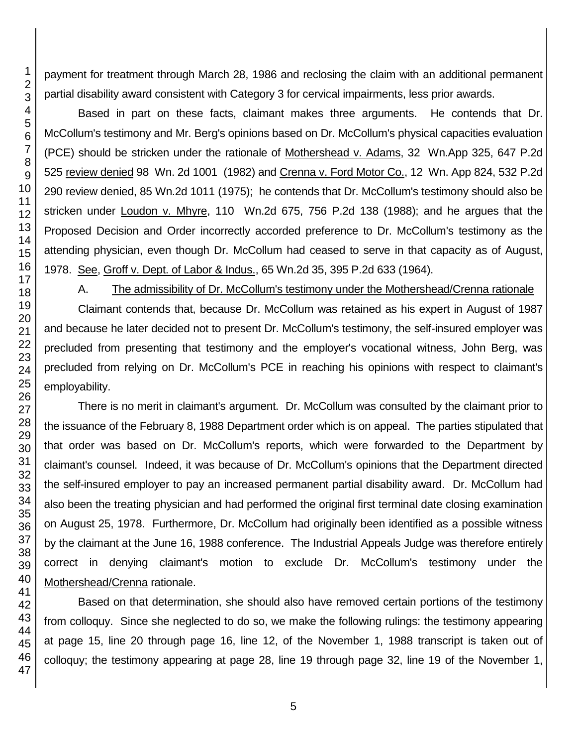payment for treatment through March 28, 1986 and reclosing the claim with an additional permanent partial disability award consistent with Category 3 for cervical impairments, less prior awards.

Based in part on these facts, claimant makes three arguments. He contends that Dr. McCollum's testimony and Mr. Berg's opinions based on Dr. McCollum's physical capacities evaluation (PCE) should be stricken under the rationale of Mothershead v. Adams, 32 Wn.App 325, 647 P.2d 525 review denied 98 Wn. 2d 1001 (1982) and Crenna v. Ford Motor Co., 12 Wn. App 824, 532 P.2d 290 review denied, 85 Wn.2d 1011 (1975); he contends that Dr. McCollum's testimony should also be stricken under Loudon v. Mhyre, 110 Wn.2d 675, 756 P.2d 138 (1988); and he argues that the Proposed Decision and Order incorrectly accorded preference to Dr. McCollum's testimony as the attending physician, even though Dr. McCollum had ceased to serve in that capacity as of August, 1978. See, Groff v. Dept. of Labor & Indus., 65 Wn.2d 35, 395 P.2d 633 (1964).

A. The admissibility of Dr. McCollum's testimony under the Mothershead/Crenna rationale

Claimant contends that, because Dr. McCollum was retained as his expert in August of 1987 and because he later decided not to present Dr. McCollum's testimony, the self-insured employer was precluded from presenting that testimony and the employer's vocational witness, John Berg, was precluded from relying on Dr. McCollum's PCE in reaching his opinions with respect to claimant's employability.

There is no merit in claimant's argument. Dr. McCollum was consulted by the claimant prior to the issuance of the February 8, 1988 Department order which is on appeal. The parties stipulated that that order was based on Dr. McCollum's reports, which were forwarded to the Department by claimant's counsel. Indeed, it was because of Dr. McCollum's opinions that the Department directed the self-insured employer to pay an increased permanent partial disability award. Dr. McCollum had also been the treating physician and had performed the original first terminal date closing examination on August 25, 1978. Furthermore, Dr. McCollum had originally been identified as a possible witness by the claimant at the June 16, 1988 conference. The Industrial Appeals Judge was therefore entirely correct in denying claimant's motion to exclude Dr. McCollum's testimony under the Mothershead/Crenna rationale.

Based on that determination, she should also have removed certain portions of the testimony from colloquy. Since she neglected to do so, we make the following rulings: the testimony appearing at page 15, line 20 through page 16, line 12, of the November 1, 1988 transcript is taken out of colloquy; the testimony appearing at page 28, line 19 through page 32, line 19 of the November 1,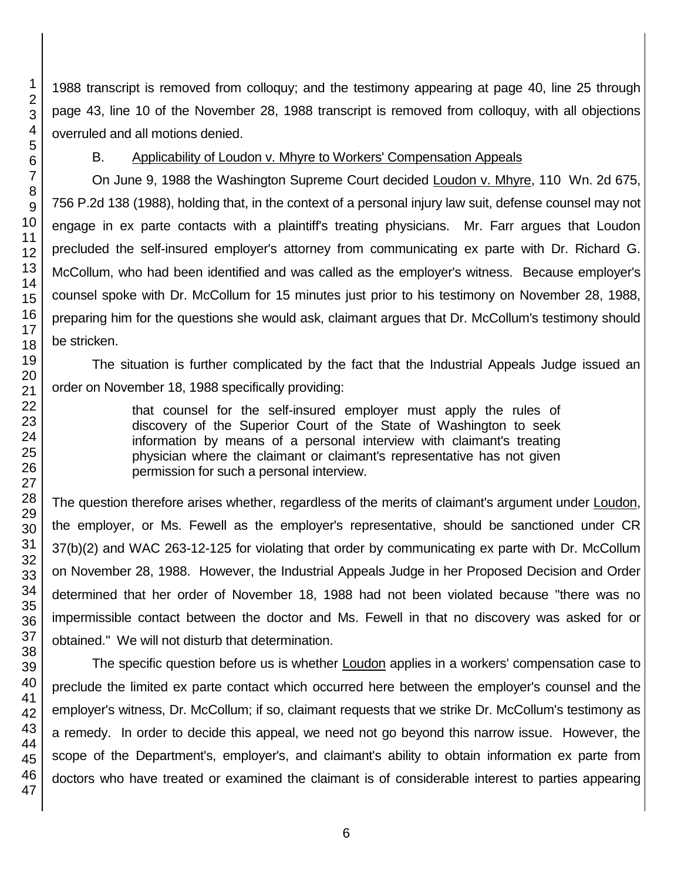1988 transcript is removed from colloquy; and the testimony appearing at page 40, line 25 through page 43, line 10 of the November 28, 1988 transcript is removed from colloquy, with all objections overruled and all motions denied.

B. Applicability of Loudon v. Mhyre to Workers' Compensation Appeals

On June 9, 1988 the Washington Supreme Court decided Loudon v. Mhyre, 110 Wn. 2d 675, 756 P.2d 138 (1988), holding that, in the context of a personal injury law suit, defense counsel may not engage in ex parte contacts with a plaintiff's treating physicians. Mr. Farr argues that Loudon precluded the self-insured employer's attorney from communicating ex parte with Dr. Richard G. McCollum, who had been identified and was called as the employer's witness. Because employer's counsel spoke with Dr. McCollum for 15 minutes just prior to his testimony on November 28, 1988, preparing him for the questions she would ask, claimant argues that Dr. McCollum's testimony should be stricken.

The situation is further complicated by the fact that the Industrial Appeals Judge issued an order on November 18, 1988 specifically providing:

> that counsel for the self-insured employer must apply the rules of discovery of the Superior Court of the State of Washington to seek information by means of a personal interview with claimant's treating physician where the claimant or claimant's representative has not given permission for such a personal interview.

The question therefore arises whether, regardless of the merits of claimant's argument under Loudon, the employer, or Ms. Fewell as the employer's representative, should be sanctioned under CR 37(b)(2) and WAC 263-12-125 for violating that order by communicating ex parte with Dr. McCollum on November 28, 1988. However, the Industrial Appeals Judge in her Proposed Decision and Order determined that her order of November 18, 1988 had not been violated because "there was no impermissible contact between the doctor and Ms. Fewell in that no discovery was asked for or obtained." We will not disturb that determination.

The specific question before us is whether Loudon applies in a workers' compensation case to preclude the limited ex parte contact which occurred here between the employer's counsel and the employer's witness, Dr. McCollum; if so, claimant requests that we strike Dr. McCollum's testimony as a remedy. In order to decide this appeal, we need not go beyond this narrow issue. However, the scope of the Department's, employer's, and claimant's ability to obtain information ex parte from doctors who have treated or examined the claimant is of considerable interest to parties appearing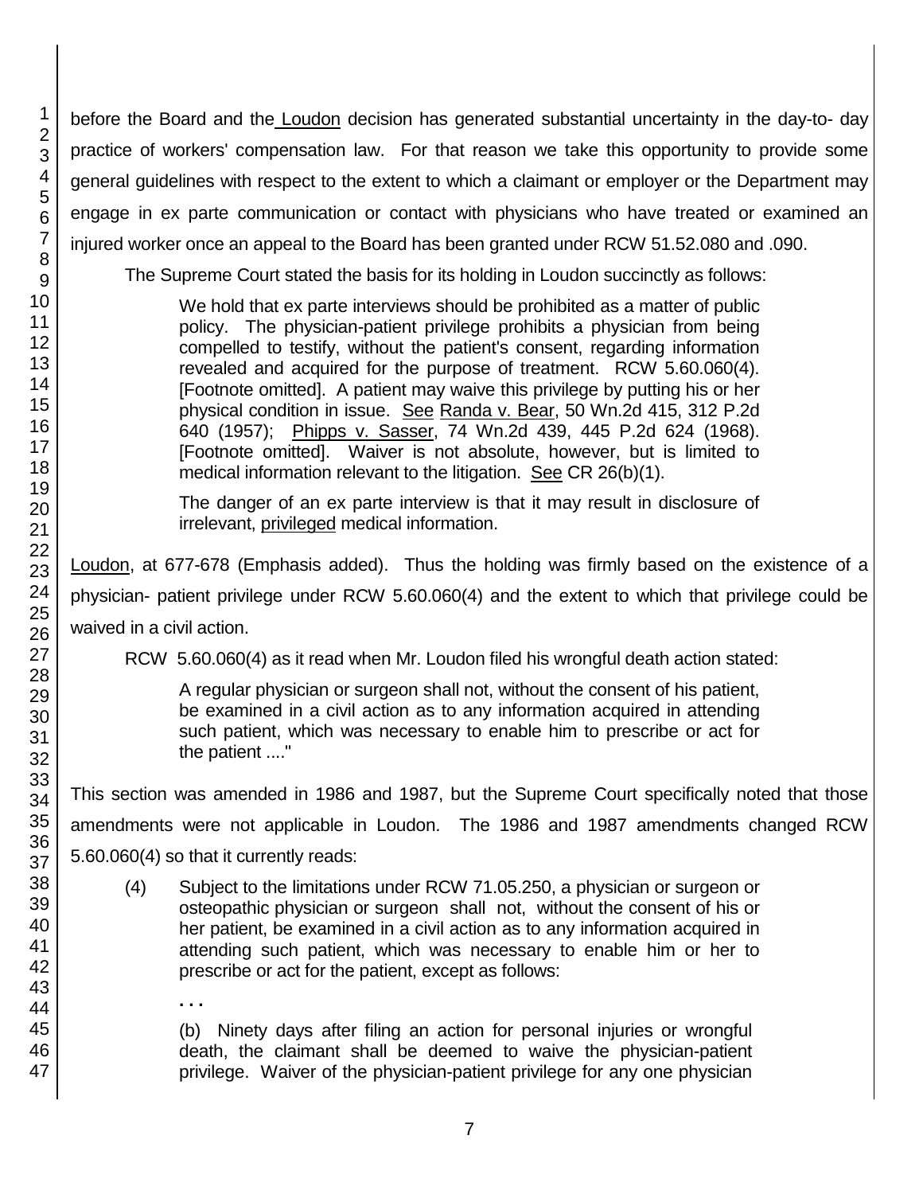before the Board and the Loudon decision has generated substantial uncertainty in the day-to- day practice of workers' compensation law. For that reason we take this opportunity to provide some general guidelines with respect to the extent to which a claimant or employer or the Department may engage in ex parte communication or contact with physicians who have treated or examined an injured worker once an appeal to the Board has been granted under RCW 51.52.080 and .090.

The Supreme Court stated the basis for its holding in Loudon succinctly as follows:

> We hold that ex parte interviews should be prohibited as a matter of public policy. The physician-patient privilege prohibits a physician from being compelled to testify, without the patient's consent, regarding information revealed and acquired for the purpose of treatment. RCW 5.60.060(4). [Footnote omitted]. A patient may waive this privilege by putting his or her physical condition in issue. See Randa v. Bear, 50 Wn.2d 415, 312 P.2d 640 (1957); Phipps v. Sasser, 74 Wn.2d 439, 445 P.2d 624 (1968). [Footnote omitted]. Waiver is not absolute, however, but is limited to medical information relevant to the litigation. See CR 26(b)(1).
>
> The danger of an ex parte interview is that it may result in disclosure of irrelevant, privileged medical information.

Loudon, at 677-678 (Emphasis added). Thus the holding was firmly based on the existence of a physician- patient privilege under RCW 5.60.060(4) and the extent to which that privilege could be waived in a civil action.

RCW 5.60.060(4) as it read when Mr. Loudon filed his wrongful death action stated:

> A regular physician or surgeon shall not, without the consent of his patient, be examined in a civil action as to any information acquired in attending such patient, which was necessary to enable him to prescribe or act for the patient ...."

This section was amended in 1986 and 1987, but the Supreme Court specifically noted that those amendments were not applicable in Loudon. The 1986 and 1987 amendments changed RCW 5.60.060(4) so that it currently reads:

> (4) Subject to the limitations under RCW 71.05.250, a physician or surgeon or osteopathic physician or surgeon shall not, without the consent of his or her patient, be examined in a civil action as to any information acquired in attending such patient, which was necessary to enable him or her to prescribe or act for the patient, except as follows:
>
> . . .
>
> (b) Ninety days after filing an action for personal injuries or wrongful death, the claimant shall be deemed to waive the physician-patient privilege. Waiver of the physician-patient privilege for any one physician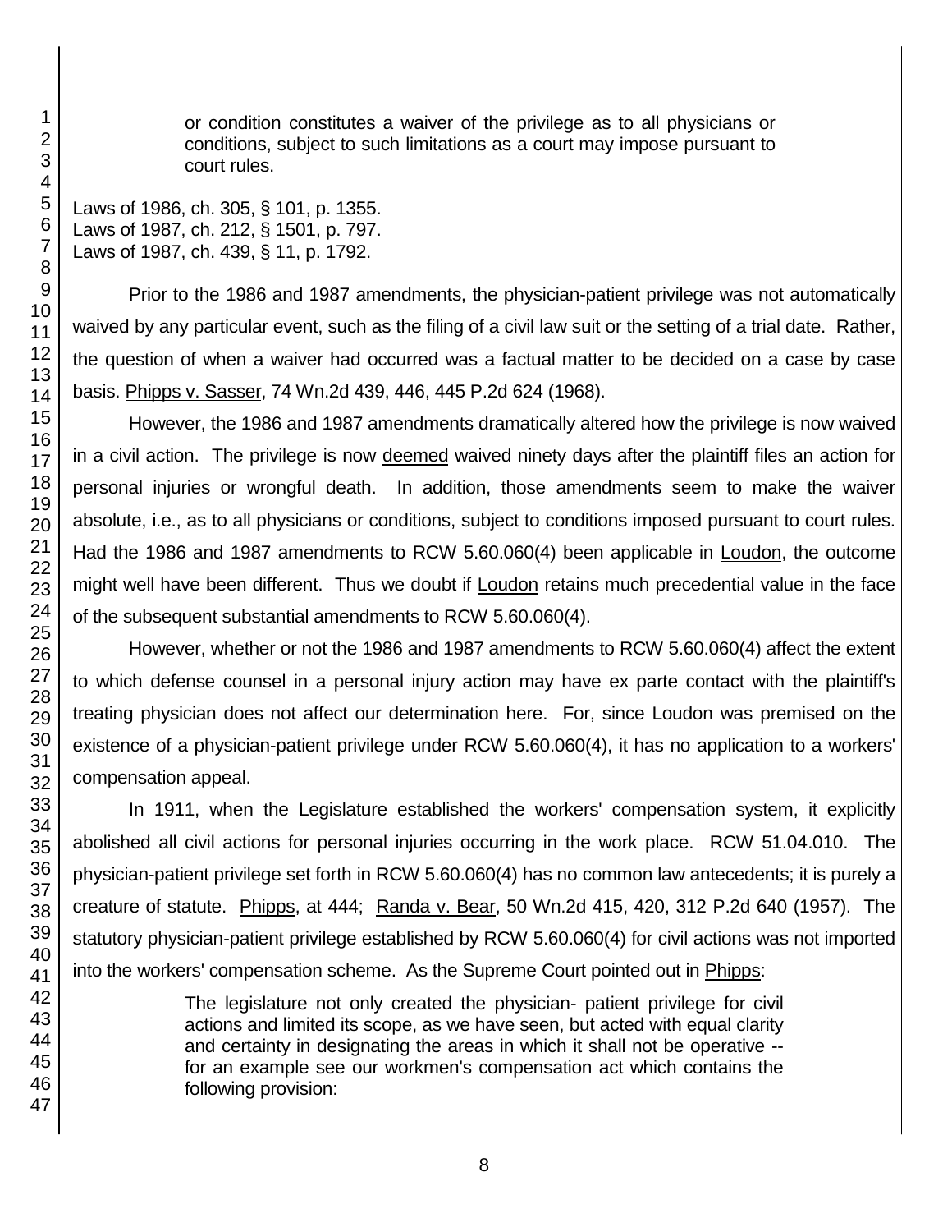> or condition constitutes a waiver of the privilege as to all physicians or conditions, subject to such limitations as a court may impose pursuant to court rules.

Laws of 1986, ch. 305, § 101, p. 1355.
Laws of 1987, ch. 212, § 1501, p. 797.
Laws of 1987, ch. 439, § 11, p. 1792.

Prior to the 1986 and 1987 amendments, the physician-patient privilege was not automatically waived by any particular event, such as the filing of a civil law suit or the setting of a trial date. Rather, the question of when a waiver had occurred was a factual matter to be decided on a case by case basis. Phipps v. Sasser, 74 Wn.2d 439, 446, 445 P.2d 624 (1968).

However, the 1986 and 1987 amendments dramatically altered how the privilege is now waived in a civil action. The privilege is now deemed waived ninety days after the plaintiff files an action for personal injuries or wrongful death. In addition, those amendments seem to make the waiver absolute, i.e., as to all physicians or conditions, subject to conditions imposed pursuant to court rules. Had the 1986 and 1987 amendments to RCW 5.60.060(4) been applicable in Loudon, the outcome might well have been different. Thus we doubt if Loudon retains much precedential value in the face of the subsequent substantial amendments to RCW 5.60.060(4).

However, whether or not the 1986 and 1987 amendments to RCW 5.60.060(4) affect the extent to which defense counsel in a personal injury action may have ex parte contact with the plaintiff's treating physician does not affect our determination here. For, since Loudon was premised on the existence of a physician-patient privilege under RCW 5.60.060(4), it has no application to a workers' compensation appeal.

In 1911, when the Legislature established the workers' compensation system, it explicitly abolished all civil actions for personal injuries occurring in the work place. RCW 51.04.010. The physician-patient privilege set forth in RCW 5.60.060(4) has no common law antecedents; it is purely a creature of statute. Phipps, at 444; Randa v. Bear, 50 Wn.2d 415, 420, 312 P.2d 640 (1957). The statutory physician-patient privilege established by RCW 5.60.060(4) for civil actions was not imported into the workers' compensation scheme. As the Supreme Court pointed out in Phipps:

> The legislature not only created the physician- patient privilege for civil actions and limited its scope, as we have seen, but acted with equal clarity and certainty in designating the areas in which it shall not be operative -- for an example see our workmen's compensation act which contains the following provision: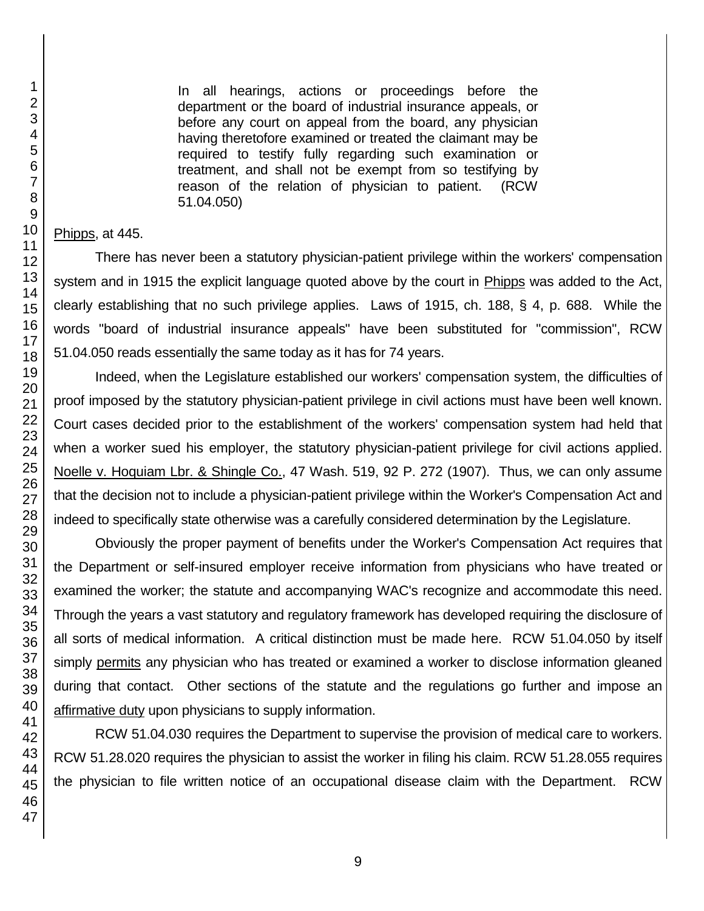> In all hearings, actions or proceedings before the department or the board of industrial insurance appeals, or before any court on appeal from the board, any physician having theretofore examined or treated the claimant may be required to testify fully regarding such examination or treatment, and shall not be exempt from so testifying by reason of the relation of physician to patient. (RCW 51.04.050)

Phipps, at 445.

There has never been a statutory physician-patient privilege within the workers' compensation system and in 1915 the explicit language quoted above by the court in Phipps was added to the Act, clearly establishing that no such privilege applies. Laws of 1915, ch. 188, § 4, p. 688. While the words "board of industrial insurance appeals" have been substituted for "commission", RCW 51.04.050 reads essentially the same today as it has for 74 years.

Indeed, when the Legislature established our workers' compensation system, the difficulties of proof imposed by the statutory physician-patient privilege in civil actions must have been well known. Court cases decided prior to the establishment of the workers' compensation system had held that when a worker sued his employer, the statutory physician-patient privilege for civil actions applied. Noelle v. Hoquiam Lbr. & Shingle Co., 47 Wash. 519, 92 P. 272 (1907). Thus, we can only assume that the decision not to include a physician-patient privilege within the Worker's Compensation Act and indeed to specifically state otherwise was a carefully considered determination by the Legislature.

Obviously the proper payment of benefits under the Worker's Compensation Act requires that the Department or self-insured employer receive information from physicians who have treated or examined the worker; the statute and accompanying WAC's recognize and accommodate this need. Through the years a vast statutory and regulatory framework has developed requiring the disclosure of all sorts of medical information. A critical distinction must be made here. RCW 51.04.050 by itself simply permits any physician who has treated or examined a worker to disclose information gleaned during that contact. Other sections of the statute and the regulations go further and impose an affirmative duty upon physicians to supply information.

RCW 51.04.030 requires the Department to supervise the provision of medical care to workers. RCW 51.28.020 requires the physician to assist the worker in filing his claim. RCW 51.28.055 requires the physician to file written notice of an occupational disease claim with the Department. RCW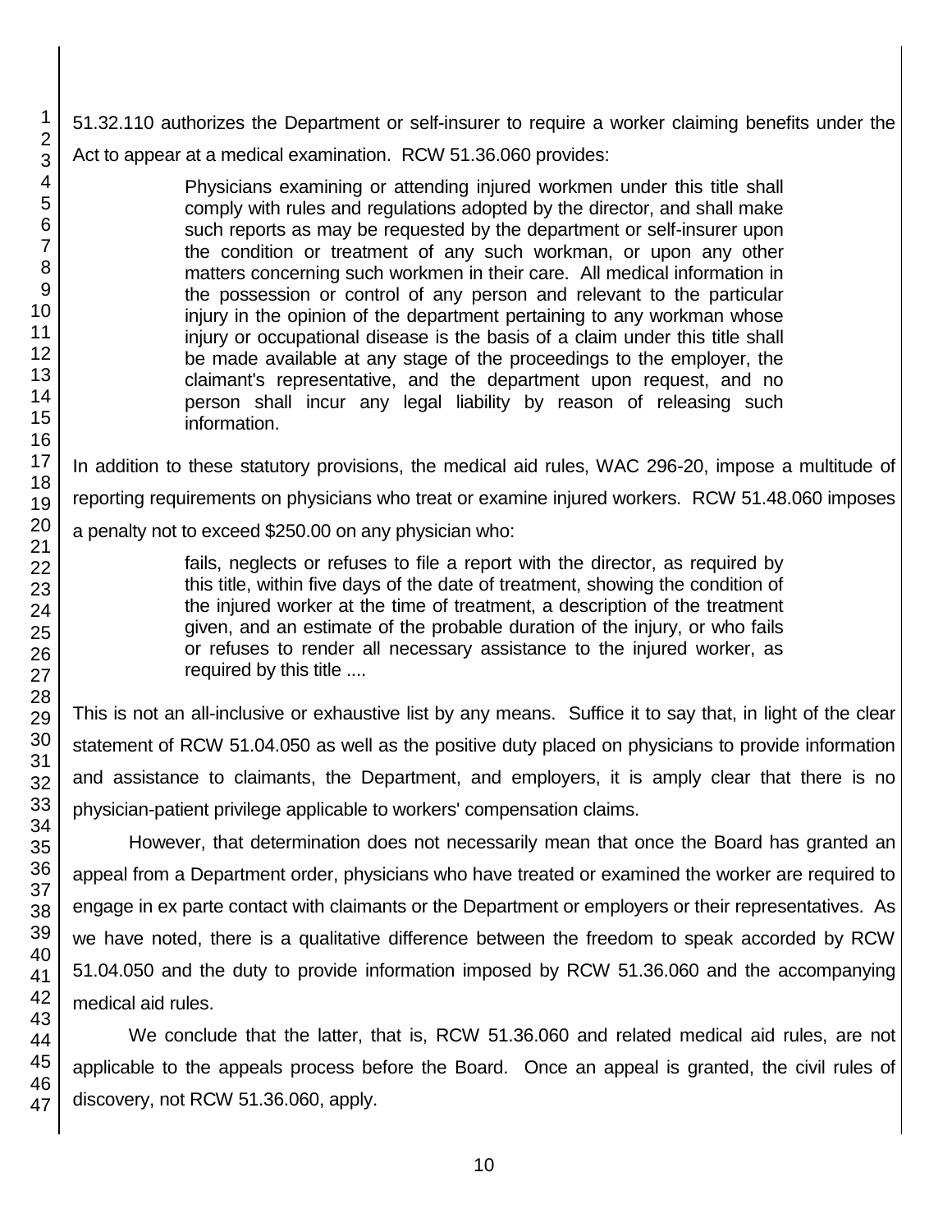51.32.110 authorizes the Department or self-insurer to require a worker claiming benefits under the Act to appear at a medical examination. RCW 51.36.060 provides:

> Physicians examining or attending injured workmen under this title shall comply with rules and regulations adopted by the director, and shall make such reports as may be requested by the department or self-insurer upon the condition or treatment of any such workman, or upon any other matters concerning such workmen in their care. All medical information in the possession or control of any person and relevant to the particular injury in the opinion of the department pertaining to any workman whose injury or occupational disease is the basis of a claim under this title shall be made available at any stage of the proceedings to the employer, the claimant's representative, and the department upon request, and no person shall incur any legal liability by reason of releasing such information.

In addition to these statutory provisions, the medical aid rules, WAC 296-20, impose a multitude of reporting requirements on physicians who treat or examine injured workers. RCW 51.48.060 imposes a penalty not to exceed $250.00 on any physician who:

> fails, neglects or refuses to file a report with the director, as required by this title, within five days of the date of treatment, showing the condition of the injured worker at the time of treatment, a description of the treatment given, and an estimate of the probable duration of the injury, or who fails or refuses to render all necessary assistance to the injured worker, as required by this title ....

This is not an all-inclusive or exhaustive list by any means. Suffice it to say that, in light of the clear statement of RCW 51.04.050 as well as the positive duty placed on physicians to provide information and assistance to claimants, the Department, and employers, it is amply clear that there is no physician-patient privilege applicable to workers' compensation claims.

However, that determination does not necessarily mean that once the Board has granted an appeal from a Department order, physicians who have treated or examined the worker are required to engage in ex parte contact with claimants or the Department or employers or their representatives. As we have noted, there is a qualitative difference between the freedom to speak accorded by RCW 51.04.050 and the duty to provide information imposed by RCW 51.36.060 and the accompanying medical aid rules.

We conclude that the latter, that is, RCW 51.36.060 and related medical aid rules, are not applicable to the appeals process before the Board. Once an appeal is granted, the civil rules of discovery, not RCW 51.36.060, apply.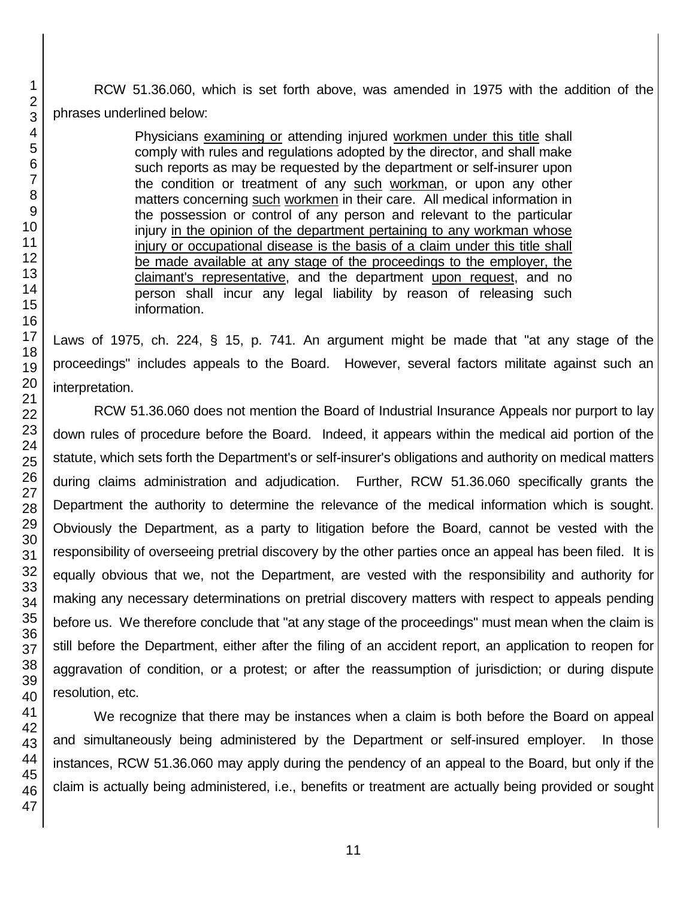RCW 51.36.060, which is set forth above, was amended in 1975 with the addition of the phrases underlined below:

> Physicians <u>examining or</u> attending injured <u>workmen under this title</u> shall comply with rules and regulations adopted by the director, and shall make such reports as may be requested by the department or self-insurer upon the condition or treatment of any <u>such</u> <u>workman</u>, or upon any other matters concerning <u>such</u> <u>workmen</u> in their care. All medical information in the possession or control of any person and relevant to the particular injury <u>in the opinion of the department pertaining to any workman whose injury or occupational disease is the basis of a claim under this title shall be made available at any stage of the proceedings to the employer, the claimant's representative</u>, and the department <u>upon request</u>, and no person shall incur any legal liability by reason of releasing such information.

Laws of 1975, ch. 224, § 15, p. 741. An argument might be made that "at any stage of the proceedings" includes appeals to the Board. However, several factors militate against such an interpretation.

RCW 51.36.060 does not mention the Board of Industrial Insurance Appeals nor purport to lay down rules of procedure before the Board. Indeed, it appears within the medical aid portion of the statute, which sets forth the Department's or self-insurer's obligations and authority on medical matters during claims administration and adjudication. Further, RCW 51.36.060 specifically grants the Department the authority to determine the relevance of the medical information which is sought. Obviously the Department, as a party to litigation before the Board, cannot be vested with the responsibility of overseeing pretrial discovery by the other parties once an appeal has been filed. It is equally obvious that we, not the Department, are vested with the responsibility and authority for making any necessary determinations on pretrial discovery matters with respect to appeals pending before us. We therefore conclude that "at any stage of the proceedings" must mean when the claim is still before the Department, either after the filing of an accident report, an application to reopen for aggravation of condition, or a protest; or after the reassumption of jurisdiction; or during dispute resolution, etc.

We recognize that there may be instances when a claim is both before the Board on appeal and simultaneously being administered by the Department or self-insured employer. In those instances, RCW 51.36.060 may apply during the pendency of an appeal to the Board, but only if the claim is actually being administered, i.e., benefits or treatment are actually being provided or sought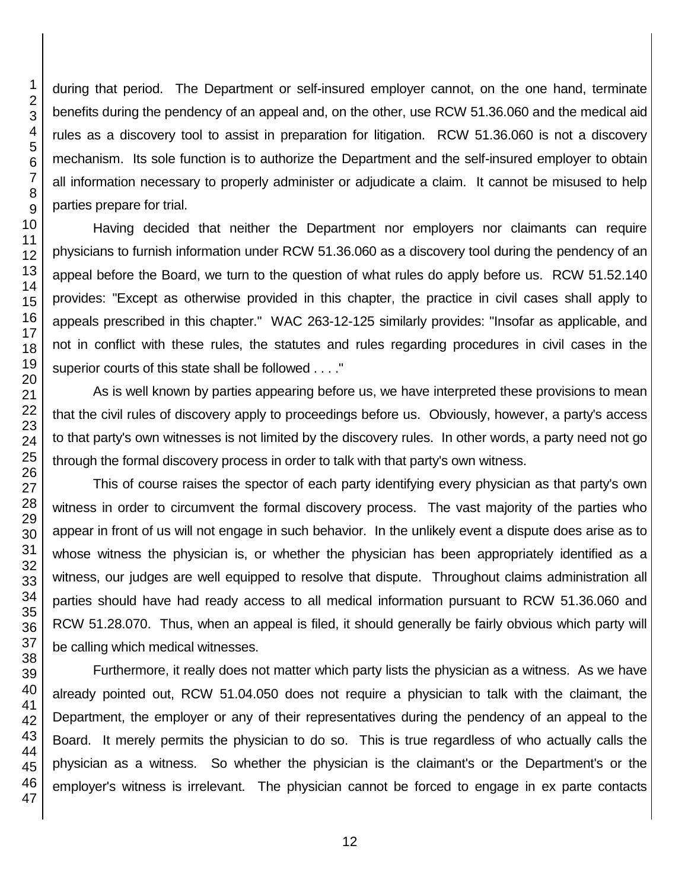during that period. The Department or self-insured employer cannot, on the one hand, terminate benefits during the pendency of an appeal and, on the other, use RCW 51.36.060 and the medical aid rules as a discovery tool to assist in preparation for litigation. RCW 51.36.060 is not a discovery mechanism. Its sole function is to authorize the Department and the self-insured employer to obtain all information necessary to properly administer or adjudicate a claim. It cannot be misused to help parties prepare for trial.

Having decided that neither the Department nor employers nor claimants can require physicians to furnish information under RCW 51.36.060 as a discovery tool during the pendency of an appeal before the Board, we turn to the question of what rules do apply before us. RCW 51.52.140 provides: "Except as otherwise provided in this chapter, the practice in civil cases shall apply to appeals prescribed in this chapter." WAC 263-12-125 similarly provides: "Insofar as applicable, and not in conflict with these rules, the statutes and rules regarding procedures in civil cases in the superior courts of this state shall be followed . . . ."

As is well known by parties appearing before us, we have interpreted these provisions to mean that the civil rules of discovery apply to proceedings before us. Obviously, however, a party's access to that party's own witnesses is not limited by the discovery rules. In other words, a party need not go through the formal discovery process in order to talk with that party's own witness.

This of course raises the spector of each party identifying every physician as that party's own witness in order to circumvent the formal discovery process. The vast majority of the parties who appear in front of us will not engage in such behavior. In the unlikely event a dispute does arise as to whose witness the physician is, or whether the physician has been appropriately identified as a witness, our judges are well equipped to resolve that dispute. Throughout claims administration all parties should have had ready access to all medical information pursuant to RCW 51.36.060 and RCW 51.28.070. Thus, when an appeal is filed, it should generally be fairly obvious which party will be calling which medical witnesses.

Furthermore, it really does not matter which party lists the physician as a witness. As we have already pointed out, RCW 51.04.050 does not require a physician to talk with the claimant, the Department, the employer or any of their representatives during the pendency of an appeal to the Board. It merely permits the physician to do so. This is true regardless of who actually calls the physician as a witness. So whether the physician is the claimant's or the Department's or the employer's witness is irrelevant. The physician cannot be forced to engage in ex parte contacts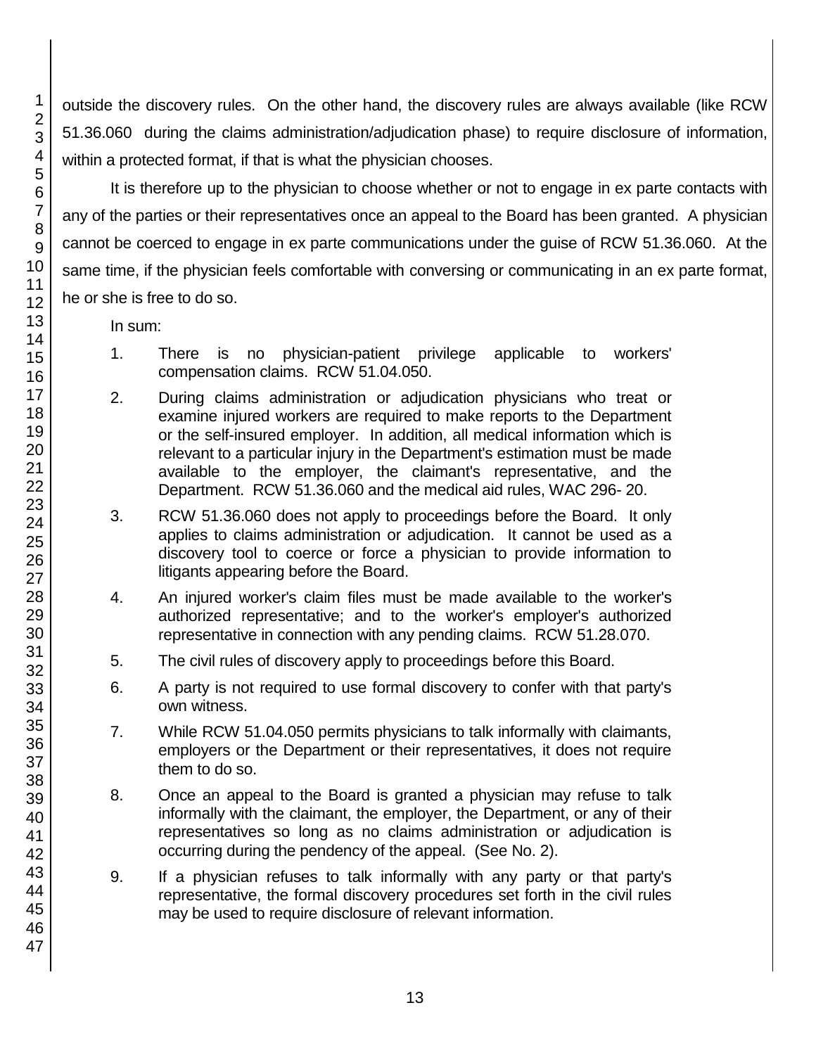outside the discovery rules. On the other hand, the discovery rules are always available (like RCW 51.36.060 during the claims administration/adjudication phase) to require disclosure of information, within a protected format, if that is what the physician chooses.

It is therefore up to the physician to choose whether or not to engage in ex parte contacts with any of the parties or their representatives once an appeal to the Board has been granted. A physician cannot be coerced to engage in ex parte communications under the guise of RCW 51.36.060. At the same time, if the physician feels comfortable with conversing or communicating in an ex parte format, he or she is free to do so.

In sum:

1. There is no physician-patient privilege applicable to workers' compensation claims. RCW 51.04.050.

2. During claims administration or adjudication physicians who treat or examine injured workers are required to make reports to the Department or the self-insured employer. In addition, all medical information which is relevant to a particular injury in the Department's estimation must be made available to the employer, the claimant's representative, and the Department. RCW 51.36.060 and the medical aid rules, WAC 296- 20.

3. RCW 51.36.060 does not apply to proceedings before the Board. It only applies to claims administration or adjudication. It cannot be used as a discovery tool to coerce or force a physician to provide information to litigants appearing before the Board.

4. An injured worker's claim files must be made available to the worker's authorized representative; and to the worker's employer's authorized representative in connection with any pending claims. RCW 51.28.070.

5. The civil rules of discovery apply to proceedings before this Board.

6. A party is not required to use formal discovery to confer with that party's own witness.

7. While RCW 51.04.050 permits physicians to talk informally with claimants, employers or the Department or their representatives, it does not require them to do so.

8. Once an appeal to the Board is granted a physician may refuse to talk informally with the claimant, the employer, the Department, or any of their representatives so long as no claims administration or adjudication is occurring during the pendency of the appeal. (See No. 2).

9. If a physician refuses to talk informally with any party or that party's representative, the formal discovery procedures set forth in the civil rules may be used to require disclosure of relevant information.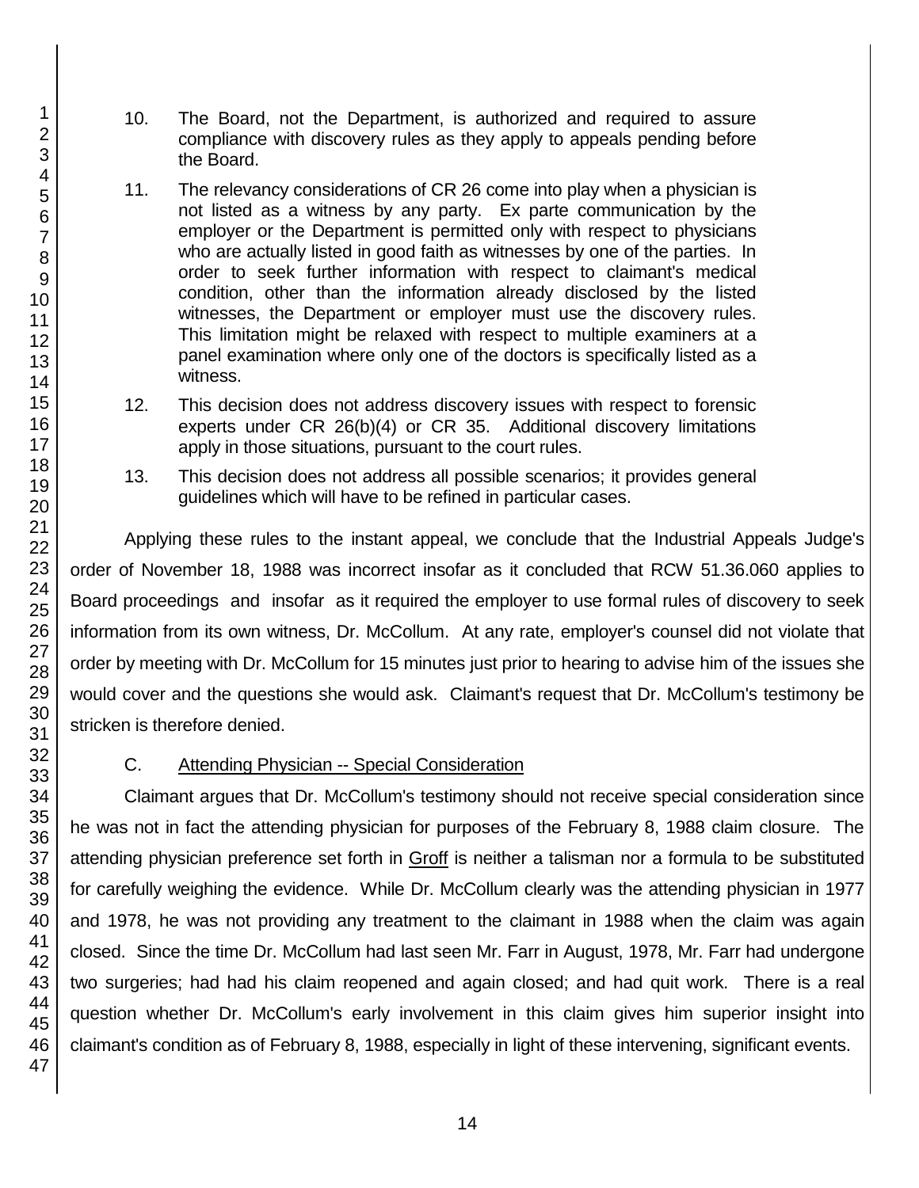10. The Board, not the Department, is authorized and required to assure compliance with discovery rules as they apply to appeals pending before the Board.

11. The relevancy considerations of CR 26 come into play when a physician is not listed as a witness by any party. Ex parte communication by the employer or the Department is permitted only with respect to physicians who are actually listed in good faith as witnesses by one of the parties. In order to seek further information with respect to claimant's medical condition, other than the information already disclosed by the listed witnesses, the Department or employer must use the discovery rules. This limitation might be relaxed with respect to multiple examiners at a panel examination where only one of the doctors is specifically listed as a witness.

12. This decision does not address discovery issues with respect to forensic experts under CR 26(b)(4) or CR 35. Additional discovery limitations apply in those situations, pursuant to the court rules.

13. This decision does not address all possible scenarios; it provides general guidelines which will have to be refined in particular cases.

Applying these rules to the instant appeal, we conclude that the Industrial Appeals Judge's order of November 18, 1988 was incorrect insofar as it concluded that RCW 51.36.060 applies to Board proceedings and insofar as it required the employer to use formal rules of discovery to seek information from its own witness, Dr. McCollum. At any rate, employer's counsel did not violate that order by meeting with Dr. McCollum for 15 minutes just prior to hearing to advise him of the issues she would cover and the questions she would ask. Claimant's request that Dr. McCollum's testimony be stricken is therefore denied.

C. Attending Physician -- Special Consideration

Claimant argues that Dr. McCollum's testimony should not receive special consideration since he was not in fact the attending physician for purposes of the February 8, 1988 claim closure. The attending physician preference set forth in Groff is neither a talisman nor a formula to be substituted for carefully weighing the evidence. While Dr. McCollum clearly was the attending physician in 1977 and 1978, he was not providing any treatment to the claimant in 1988 when the claim was again closed. Since the time Dr. McCollum had last seen Mr. Farr in August, 1978, Mr. Farr had undergone two surgeries; had had his claim reopened and again closed; and had quit work. There is a real question whether Dr. McCollum's early involvement in this claim gives him superior insight into claimant's condition as of February 8, 1988, especially in light of these intervening, significant events.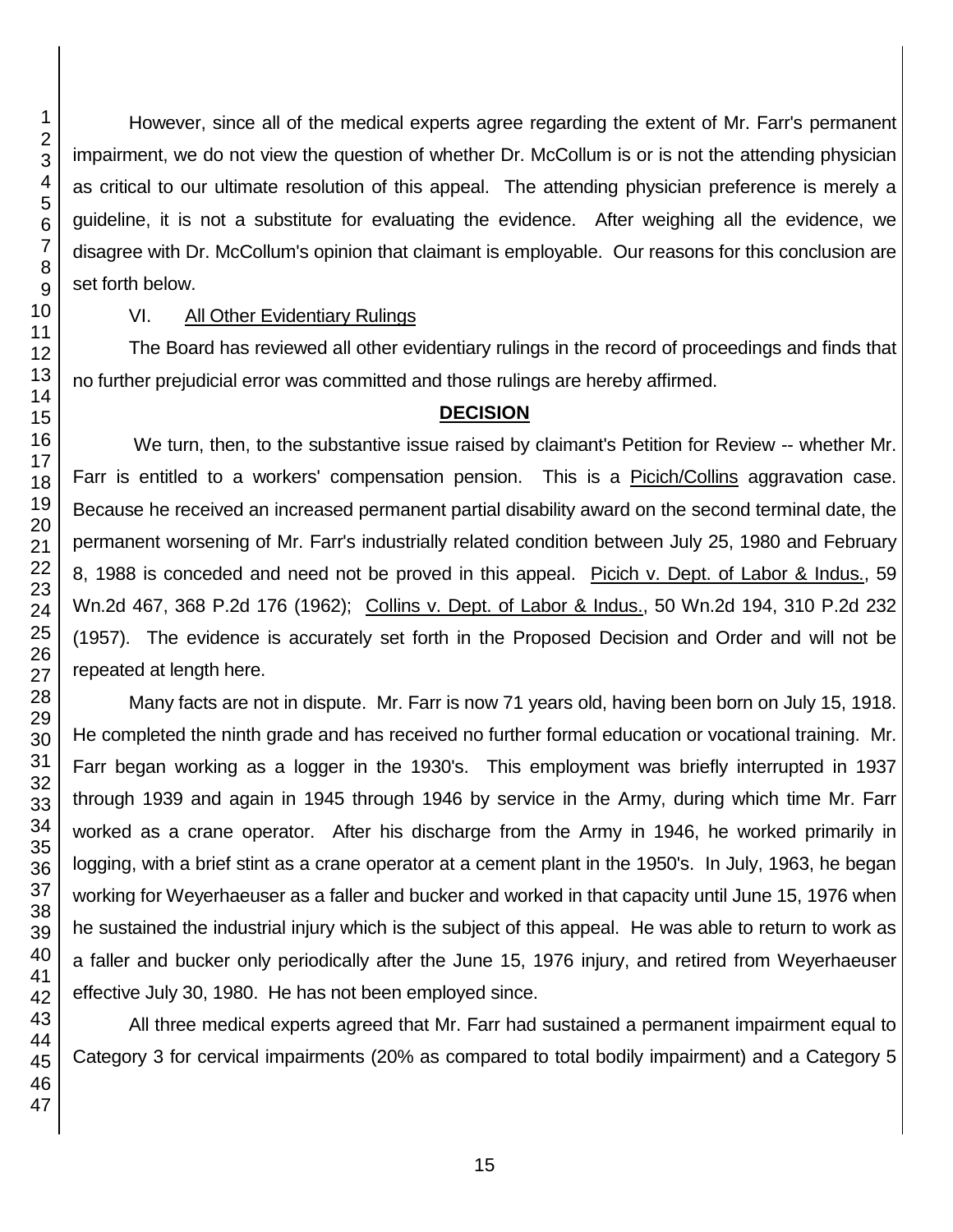However, since all of the medical experts agree regarding the extent of Mr. Farr's permanent impairment, we do not view the question of whether Dr. McCollum is or is not the attending physician as critical to our ultimate resolution of this appeal. The attending physician preference is merely a guideline, it is not a substitute for evaluating the evidence. After weighing all the evidence, we disagree with Dr. McCollum's opinion that claimant is employable. Our reasons for this conclusion are set forth below.

VI. All Other Evidentiary Rulings

The Board has reviewed all other evidentiary rulings in the record of proceedings and finds that no further prejudicial error was committed and those rulings are hereby affirmed.

## DECISION

We turn, then, to the substantive issue raised by claimant's Petition for Review -- whether Mr. Farr is entitled to a workers' compensation pension. This is a Picich/Collins aggravation case. Because he received an increased permanent partial disability award on the second terminal date, the permanent worsening of Mr. Farr's industrially related condition between July 25, 1980 and February 8, 1988 is conceded and need not be proved in this appeal. Picich v. Dept. of Labor & Indus., 59 Wn.2d 467, 368 P.2d 176 (1962); Collins v. Dept. of Labor & Indus., 50 Wn.2d 194, 310 P.2d 232 (1957). The evidence is accurately set forth in the Proposed Decision and Order and will not be repeated at length here.

Many facts are not in dispute. Mr. Farr is now 71 years old, having been born on July 15, 1918. He completed the ninth grade and has received no further formal education or vocational training. Mr. Farr began working as a logger in the 1930's. This employment was briefly interrupted in 1937 through 1939 and again in 1945 through 1946 by service in the Army, during which time Mr. Farr worked as a crane operator. After his discharge from the Army in 1946, he worked primarily in logging, with a brief stint as a crane operator at a cement plant in the 1950's. In July, 1963, he began working for Weyerhaeuser as a faller and bucker and worked in that capacity until June 15, 1976 when he sustained the industrial injury which is the subject of this appeal. He was able to return to work as a faller and bucker only periodically after the June 15, 1976 injury, and retired from Weyerhaeuser effective July 30, 1980. He has not been employed since.

All three medical experts agreed that Mr. Farr had sustained a permanent impairment equal to Category 3 for cervical impairments (20% as compared to total bodily impairment) and a Category 5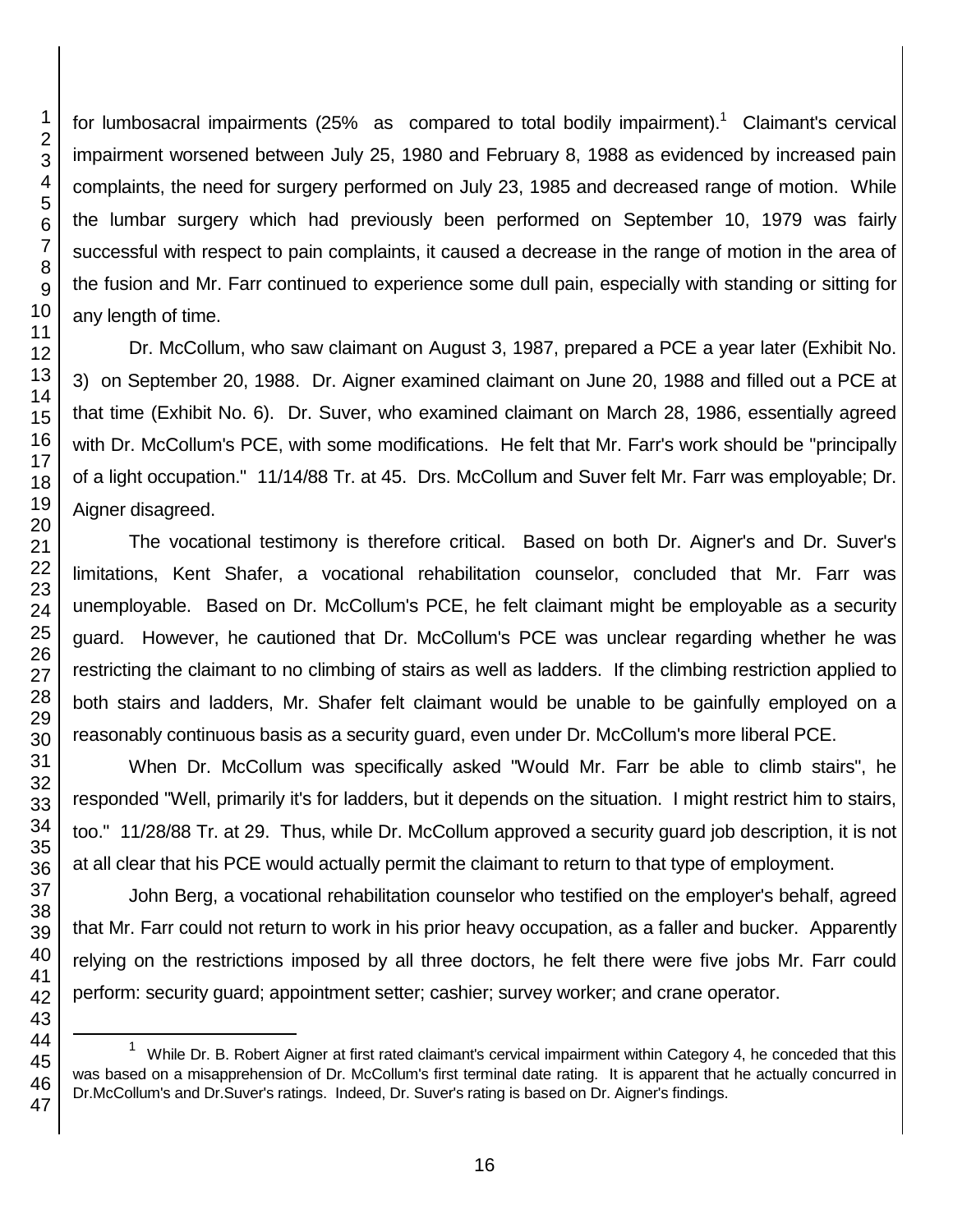for lumbosacral impairments (25% as compared to total bodily impairment).[1] Claimant's cervical impairment worsened between July 25, 1980 and February 8, 1988 as evidenced by increased pain complaints, the need for surgery performed on July 23, 1985 and decreased range of motion. While the lumbar surgery which had previously been performed on September 10, 1979 was fairly successful with respect to pain complaints, it caused a decrease in the range of motion in the area of the fusion and Mr. Farr continued to experience some dull pain, especially with standing or sitting for any length of time.

Dr. McCollum, who saw claimant on August 3, 1987, prepared a PCE a year later (Exhibit No. 3) on September 20, 1988. Dr. Aigner examined claimant on June 20, 1988 and filled out a PCE at that time (Exhibit No. 6). Dr. Suver, who examined claimant on March 28, 1986, essentially agreed with Dr. McCollum's PCE, with some modifications. He felt that Mr. Farr's work should be "principally of a light occupation." 11/14/88 Tr. at 45. Drs. McCollum and Suver felt Mr. Farr was employable; Dr. Aigner disagreed.

The vocational testimony is therefore critical. Based on both Dr. Aigner's and Dr. Suver's limitations, Kent Shafer, a vocational rehabilitation counselor, concluded that Mr. Farr was unemployable. Based on Dr. McCollum's PCE, he felt claimant might be employable as a security guard. However, he cautioned that Dr. McCollum's PCE was unclear regarding whether he was restricting the claimant to no climbing of stairs as well as ladders. If the climbing restriction applied to both stairs and ladders, Mr. Shafer felt claimant would be unable to be gainfully employed on a reasonably continuous basis as a security guard, even under Dr. McCollum's more liberal PCE.

When Dr. McCollum was specifically asked "Would Mr. Farr be able to climb stairs", he responded "Well, primarily it's for ladders, but it depends on the situation. I might restrict him to stairs, too." 11/28/88 Tr. at 29. Thus, while Dr. McCollum approved a security guard job description, it is not at all clear that his PCE would actually permit the claimant to return to that type of employment.

John Berg, a vocational rehabilitation counselor who testified on the employer's behalf, agreed that Mr. Farr could not return to work in his prior heavy occupation, as a faller and bucker. Apparently relying on the restrictions imposed by all three doctors, he felt there were five jobs Mr. Farr could perform: security guard; appointment setter; cashier; survey worker; and crane operator.

---

[1] While Dr. B. Robert Aigner at first rated claimant's cervical impairment within Category 4, he conceded that this was based on a misapprehension of Dr. McCollum's first terminal date rating. It is apparent that he actually concurred in Dr.McCollum's and Dr.Suver's ratings. Indeed, Dr. Suver's rating is based on Dr. Aigner's findings.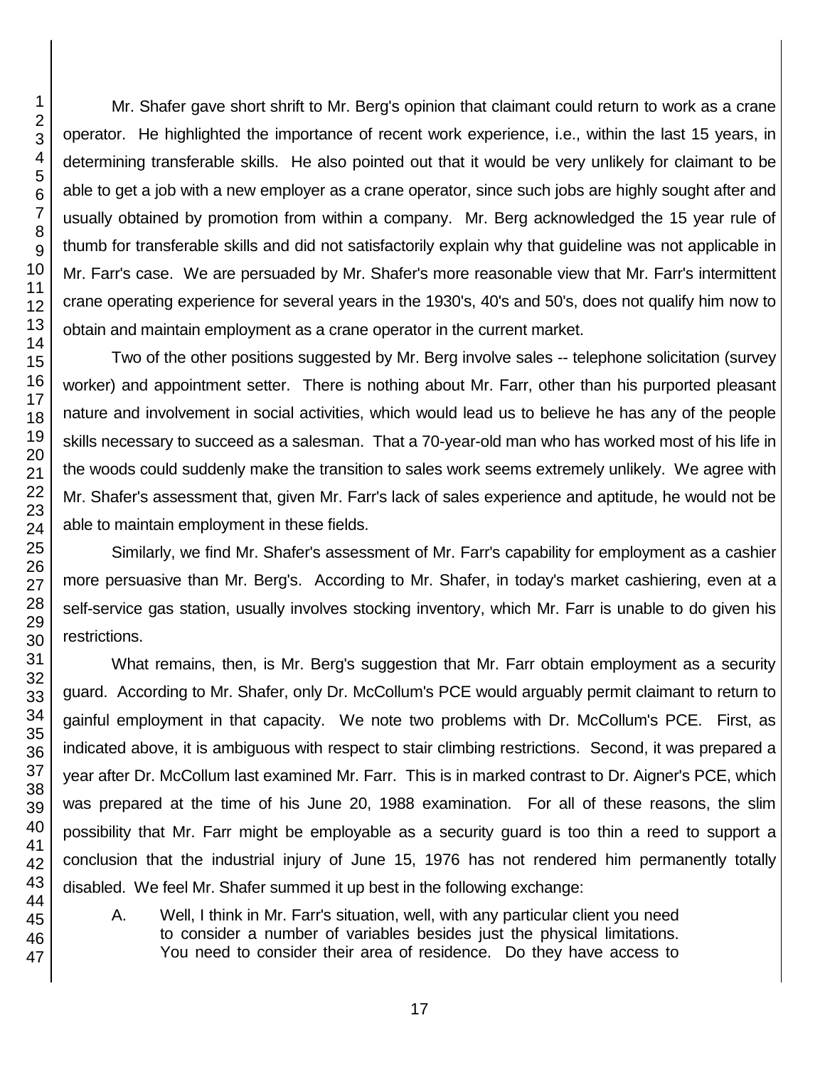Mr. Shafer gave short shrift to Mr. Berg's opinion that claimant could return to work as a crane operator. He highlighted the importance of recent work experience, i.e., within the last 15 years, in determining transferable skills. He also pointed out that it would be very unlikely for claimant to be able to get a job with a new employer as a crane operator, since such jobs are highly sought after and usually obtained by promotion from within a company. Mr. Berg acknowledged the 15 year rule of thumb for transferable skills and did not satisfactorily explain why that guideline was not applicable in Mr. Farr's case. We are persuaded by Mr. Shafer's more reasonable view that Mr. Farr's intermittent crane operating experience for several years in the 1930's, 40's and 50's, does not qualify him now to obtain and maintain employment as a crane operator in the current market.

Two of the other positions suggested by Mr. Berg involve sales -- telephone solicitation (survey worker) and appointment setter. There is nothing about Mr. Farr, other than his purported pleasant nature and involvement in social activities, which would lead us to believe he has any of the people skills necessary to succeed as a salesman. That a 70-year-old man who has worked most of his life in the woods could suddenly make the transition to sales work seems extremely unlikely. We agree with Mr. Shafer's assessment that, given Mr. Farr's lack of sales experience and aptitude, he would not be able to maintain employment in these fields.

Similarly, we find Mr. Shafer's assessment of Mr. Farr's capability for employment as a cashier more persuasive than Mr. Berg's. According to Mr. Shafer, in today's market cashiering, even at a self-service gas station, usually involves stocking inventory, which Mr. Farr is unable to do given his restrictions.

What remains, then, is Mr. Berg's suggestion that Mr. Farr obtain employment as a security guard. According to Mr. Shafer, only Dr. McCollum's PCE would arguably permit claimant to return to gainful employment in that capacity. We note two problems with Dr. McCollum's PCE. First, as indicated above, it is ambiguous with respect to stair climbing restrictions. Second, it was prepared a year after Dr. McCollum last examined Mr. Farr. This is in marked contrast to Dr. Aigner's PCE, which was prepared at the time of his June 20, 1988 examination. For all of these reasons, the slim possibility that Mr. Farr might be employable as a security guard is too thin a reed to support a conclusion that the industrial injury of June 15, 1976 has not rendered him permanently totally disabled. We feel Mr. Shafer summed it up best in the following exchange:

> A. Well, I think in Mr. Farr's situation, well, with any particular client you need to consider a number of variables besides just the physical limitations. You need to consider their area of residence. Do they have access to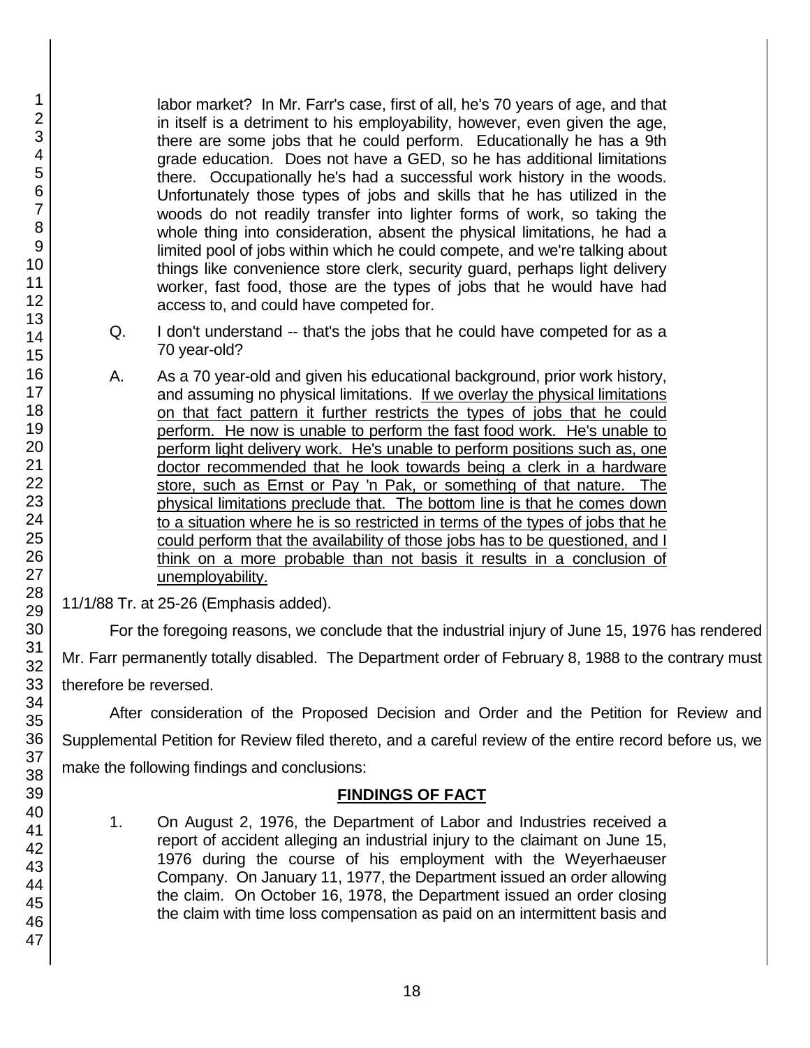labor market? In Mr. Farr's case, first of all, he's 70 years of age, and that in itself is a detriment to his employability, however, even given the age, there are some jobs that he could perform. Educationally he has a 9th grade education. Does not have a GED, so he has additional limitations there. Occupationally he's had a successful work history in the woods. Unfortunately those types of jobs and skills that he has utilized in the woods do not readily transfer into lighter forms of work, so taking the whole thing into consideration, absent the physical limitations, he had a limited pool of jobs within which he could compete, and we're talking about things like convenience store clerk, security guard, perhaps light delivery worker, fast food, those are the types of jobs that he would have had access to, and could have competed for.

Q. I don't understand -- that's the jobs that he could have competed for as a 70 year-old?

A. As a 70 year-old and given his educational background, prior work history, and assuming no physical limitations. <u>If we overlay the physical limitations on that fact pattern it further restricts the types of jobs that he could perform. He now is unable to perform the fast food work. He's unable to perform light delivery work. He's unable to perform positions such as, one doctor recommended that he look towards being a clerk in a hardware store, such as Ernst or Pay 'n Pak, or something of that nature. The physical limitations preclude that. The bottom line is that he comes down to a situation where he is so restricted in terms of the types of jobs that he could perform that the availability of those jobs has to be questioned, and I think on a more probable than not basis it results in a conclusion of unemployability.</u>

11/1/88 Tr. at 25-26 (Emphasis added).

For the foregoing reasons, we conclude that the industrial injury of June 15, 1976 has rendered Mr. Farr permanently totally disabled. The Department order of February 8, 1988 to the contrary must therefore be reversed.

After consideration of the Proposed Decision and Order and the Petition for Review and Supplemental Petition for Review filed thereto, and a careful review of the entire record before us, we make the following findings and conclusions:

## FINDINGS OF FACT

1. On August 2, 1976, the Department of Labor and Industries received a report of accident alleging an industrial injury to the claimant on June 15, 1976 during the course of his employment with the Weyerhaeuser Company. On January 11, 1977, the Department issued an order allowing the claim. On October 16, 1978, the Department issued an order closing the claim with time loss compensation as paid on an intermittent basis and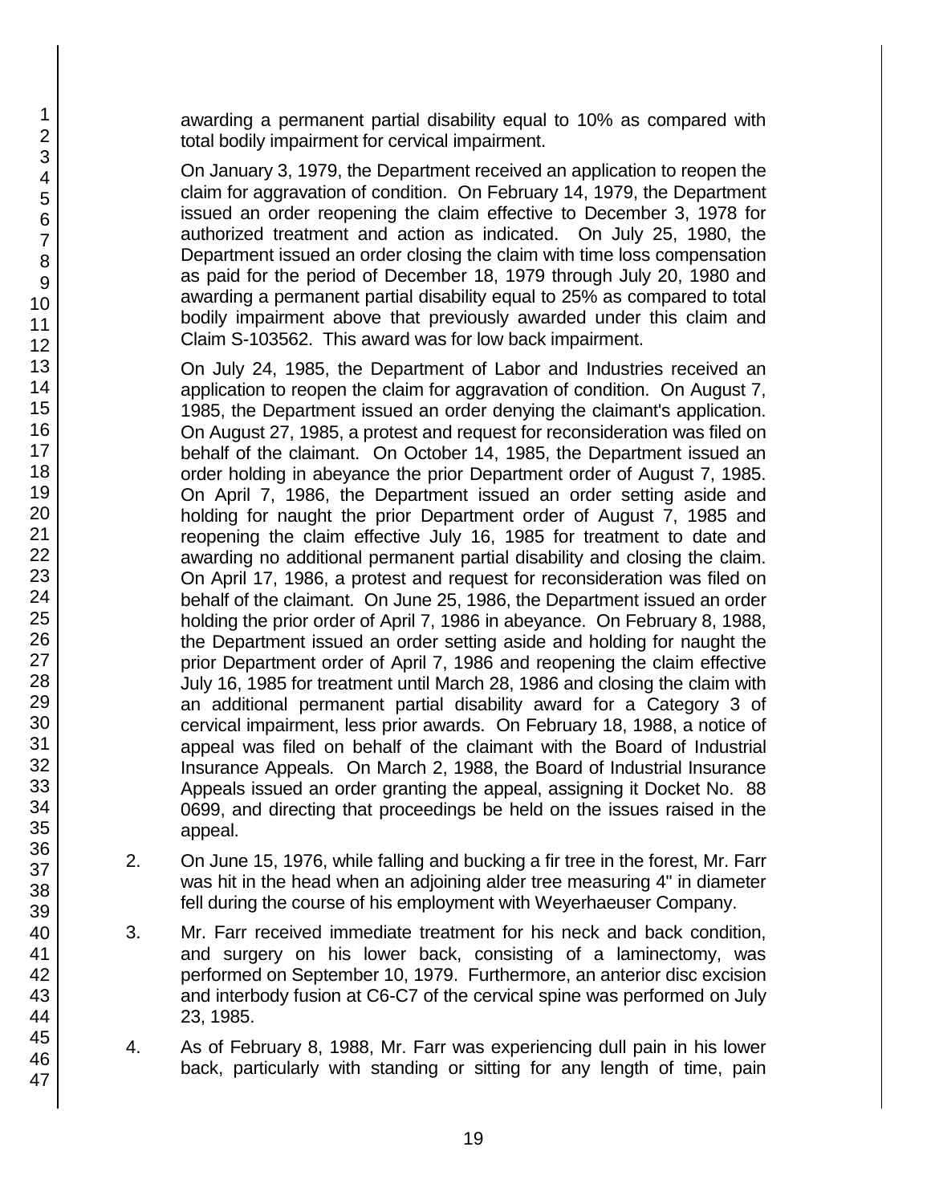awarding a permanent partial disability equal to 10% as compared with total bodily impairment for cervical impairment.

On January 3, 1979, the Department received an application to reopen the claim for aggravation of condition. On February 14, 1979, the Department issued an order reopening the claim effective to December 3, 1978 for authorized treatment and action as indicated. On July 25, 1980, the Department issued an order closing the claim with time loss compensation as paid for the period of December 18, 1979 through July 20, 1980 and awarding a permanent partial disability equal to 25% as compared to total bodily impairment above that previously awarded under this claim and Claim S-103562. This award was for low back impairment.

On July 24, 1985, the Department of Labor and Industries received an application to reopen the claim for aggravation of condition. On August 7, 1985, the Department issued an order denying the claimant's application. On August 27, 1985, a protest and request for reconsideration was filed on behalf of the claimant. On October 14, 1985, the Department issued an order holding in abeyance the prior Department order of August 7, 1985. On April 7, 1986, the Department issued an order setting aside and holding for naught the prior Department order of August 7, 1985 and reopening the claim effective July 16, 1985 for treatment to date and awarding no additional permanent partial disability and closing the claim. On April 17, 1986, a protest and request for reconsideration was filed on behalf of the claimant. On June 25, 1986, the Department issued an order holding the prior order of April 7, 1986 in abeyance. On February 8, 1988, the Department issued an order setting aside and holding for naught the prior Department order of April 7, 1986 and reopening the claim effective July 16, 1985 for treatment until March 28, 1986 and closing the claim with an additional permanent partial disability award for a Category 3 of cervical impairment, less prior awards. On February 18, 1988, a notice of appeal was filed on behalf of the claimant with the Board of Industrial Insurance Appeals. On March 2, 1988, the Board of Industrial Insurance Appeals issued an order granting the appeal, assigning it Docket No. 88 0699, and directing that proceedings be held on the issues raised in the appeal.

2. On June 15, 1976, while falling and bucking a fir tree in the forest, Mr. Farr was hit in the head when an adjoining alder tree measuring 4" in diameter fell during the course of his employment with Weyerhaeuser Company.

3. Mr. Farr received immediate treatment for his neck and back condition, and surgery on his lower back, consisting of a laminectomy, was performed on September 10, 1979. Furthermore, an anterior disc excision and interbody fusion at C6-C7 of the cervical spine was performed on July 23, 1985.

4. As of February 8, 1988, Mr. Farr was experiencing dull pain in his lower back, particularly with standing or sitting for any length of time, pain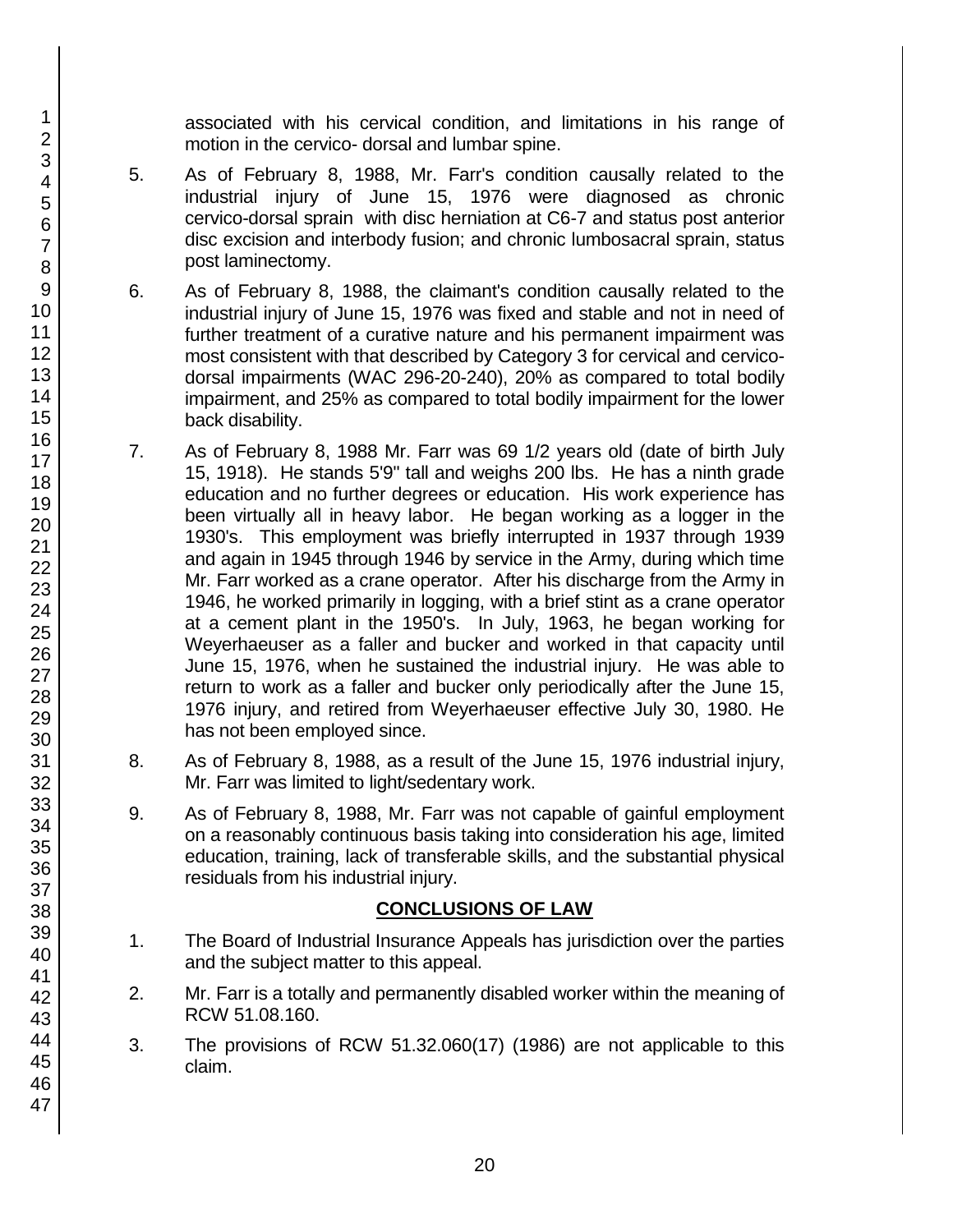associated with his cervical condition, and limitations in his range of motion in the cervico- dorsal and lumbar spine.

5. As of February 8, 1988, Mr. Farr's condition causally related to the industrial injury of June 15, 1976 were diagnosed as chronic cervico-dorsal sprain with disc herniation at C6-7 and status post anterior disc excision and interbody fusion; and chronic lumbosacral sprain, status post laminectomy.

6. As of February 8, 1988, the claimant's condition causally related to the industrial injury of June 15, 1976 was fixed and stable and not in need of further treatment of a curative nature and his permanent impairment was most consistent with that described by Category 3 for cervical and cervico-dorsal impairments (WAC 296-20-240), 20% as compared to total bodily impairment, and 25% as compared to total bodily impairment for the lower back disability.

7. As of February 8, 1988 Mr. Farr was 69 1/2 years old (date of birth July 15, 1918). He stands 5'9" tall and weighs 200 lbs. He has a ninth grade education and no further degrees or education. His work experience has been virtually all in heavy labor. He began working as a logger in the 1930's. This employment was briefly interrupted in 1937 through 1939 and again in 1945 through 1946 by service in the Army, during which time Mr. Farr worked as a crane operator. After his discharge from the Army in 1946, he worked primarily in logging, with a brief stint as a crane operator at a cement plant in the 1950's. In July, 1963, he began working for Weyerhaeuser as a faller and bucker and worked in that capacity until June 15, 1976, when he sustained the industrial injury. He was able to return to work as a faller and bucker only periodically after the June 15, 1976 injury, and retired from Weyerhaeuser effective July 30, 1980. He has not been employed since.

8. As of February 8, 1988, as a result of the June 15, 1976 industrial injury, Mr. Farr was limited to light/sedentary work.

9. As of February 8, 1988, Mr. Farr was not capable of gainful employment on a reasonably continuous basis taking into consideration his age, limited education, training, lack of transferable skills, and the substantial physical residuals from his industrial injury.

## CONCLUSIONS OF LAW

1. The Board of Industrial Insurance Appeals has jurisdiction over the parties and the subject matter to this appeal.

2. Mr. Farr is a totally and permanently disabled worker within the meaning of RCW 51.08.160.

3. The provisions of RCW 51.32.060(17) (1986) are not applicable to this claim.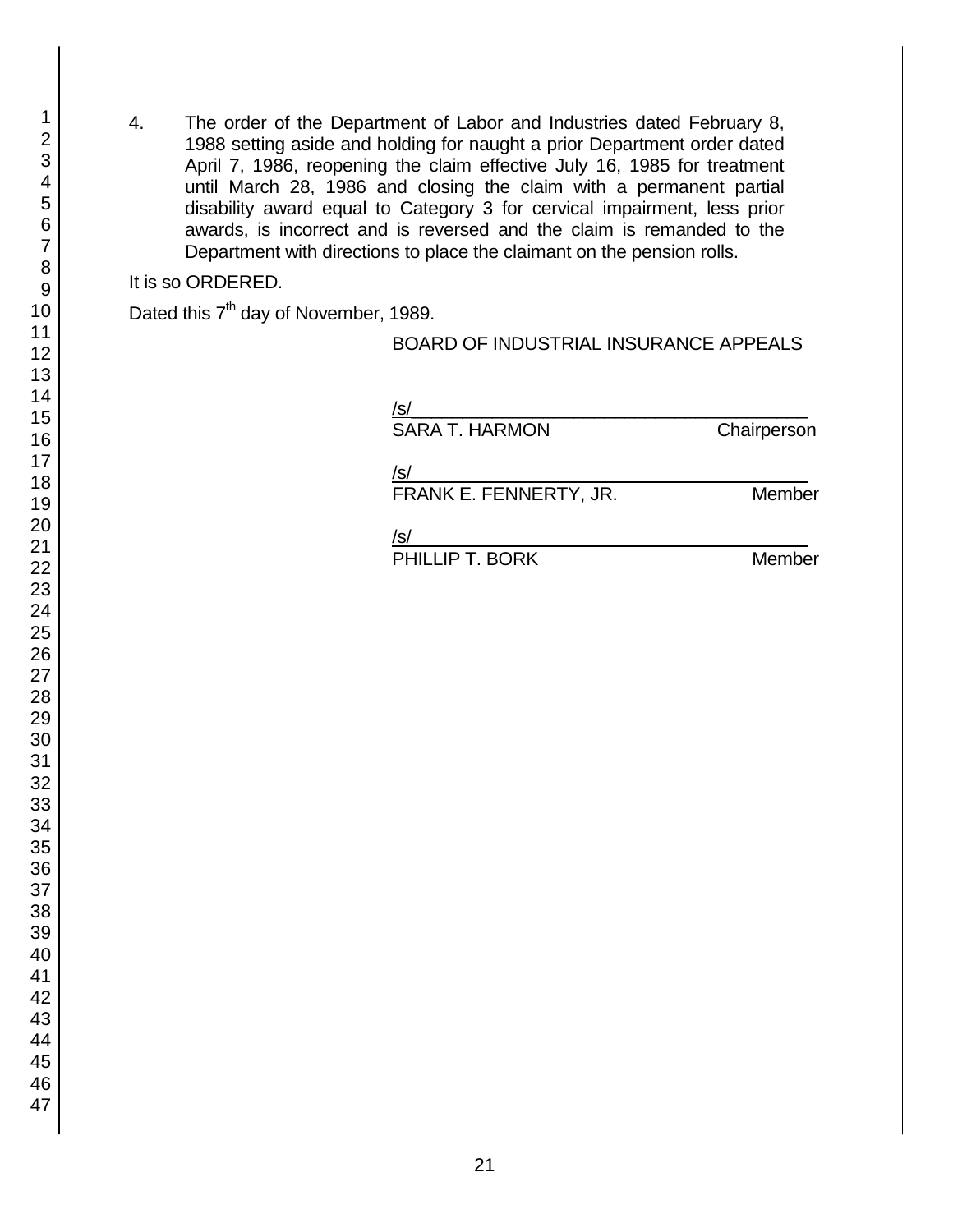4. The order of the Department of Labor and Industries dated February 8, 1988 setting aside and holding for naught a prior Department order dated April 7, 1986, reopening the claim effective July 16, 1985 for treatment until March 28, 1986 and closing the claim with a permanent partial disability award equal to Category 3 for cervical impairment, less prior awards, is incorrect and is reversed and the claim is remanded to the Department with directions to place the claimant on the pension rolls.

It is so ORDERED.

Dated this 7th day of November, 1989.

BOARD OF INDUSTRIAL INSURANCE APPEALS

/s/
SARA T. HARMON Chairperson

/s/
FRANK E. FENNERTY, JR. Member

/s/
PHILLIP T. BORK Member